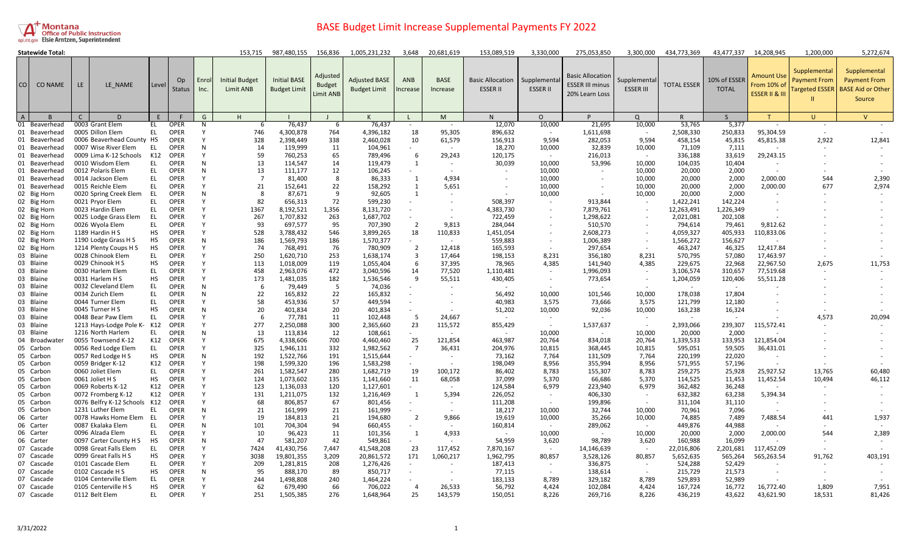Montana Office of Public Instruction
opi.mt.gov Elsie Arntzen, Superintendent

# BASE Budget Limit Increase Supplemental Payments FY 2022

| CO | CO NAME | LE | LE_NAME | Level | Op Status | Enrol Inc. | Initial Budget Limit ANB | Initial BASE Budget Limit | Adjusted Budget Limit ANB | Adjusted BASE Budget Limit | ANB Increase | BASE Increase | Basic Allocation ESSER II | Supplemental ESSER II | Basic Allocation ESSER III minus 20% Learn Loss | Supplemental ESSER III | TOTAL ESSER | 10% of ESSER TOTAL | Amount Use From 10% of ESSER II & III | Supplemental Payment From Targeted ESSER II | Supplemental Payment From BASE Aid or Other Source |
|---|---|---|---|---|---|---|---|---|---|---|---|---|---|---|---|---|---|---|---|---|---|
| A | B | C | D | E | F | G | H | I | J | K | L | M | N | O | P | Q | R | S | T | U | V |
| **Statewide Total:** | | | | | | | 153,715 | 987,480,155 | 156,836 | 1,005,231,232 | 3,648 | 20,681,619 | 153,089,519 | 3,330,000 | 275,053,850 | 3,300,000 | 434,773,369 | 43,477,337 | 14,208,945 | 1,200,000 | 5,272,674 |
| 01 | Beaverhead | 0003 | Grant Elem | EL | OPER | N | 6 | 76,437 | 6 | 76,437 | - | - | 12,070 | 10,000 | 21,695 | 10,000 | 53,765 | 5,377 | - | - | - |
| 01 | Beaverhead | 0005 | Dillon Elem | EL | OPER | Y | 746 | 4,300,878 | 764 | 4,396,182 | 18 | 95,305 | 896,632 | - | 1,611,698 | - | 2,508,330 | 250,833 | 95,304.59 | - | - |
| 01 | Beaverhead | 0006 | Beaverhead County HS | HS | OPER | Y | 328 | 2,398,449 | 338 | 2,460,028 | 10 | 61,579 | 156,913 | 9,594 | 282,053 | 9,594 | 458,154 | 45,815 | 45,815.38 | 2,922 | 12,841 |
| 01 | Beaverhead | 0007 | Wise River Elem | EL | OPER | N | 14 | 119,999 | 11 | 104,961 | - | - | 18,270 | 10,000 | 32,839 | 10,000 | 71,109 | 7,111 | - | - | - |
| 01 | Beaverhead | 0009 | Lima K-12 Schools | K12 | OPER | Y | 59 | 760,253 | 65 | 789,496 | 6 | 29,243 | 120,175 | - | 216,013 | - | 336,188 | 33,619 | 29,243.15 | - | - |
| 01 | Beaverhead | 0010 | Wisdom Elem | EL | OPER | N | 13 | 114,547 | 14 | 119,479 | 1 | - | 30,039 | 10,000 | 53,996 | 10,000 | 104,035 | 10,404 | - | - | - |
| 01 | Beaverhead | 0012 | Polaris Elem | EL | OPER | N | 13 | 111,177 | 12 | 106,245 | - | - | - | 10,000 | - | 10,000 | 20,000 | 2,000 | - | - | - |
| 01 | Beaverhead | 0014 | Jackson Elem | EL | OPER | Y | 7 | 81,400 | 8 | 86,333 | 1 | 4,934 | - | 10,000 | - | 10,000 | 20,000 | 2,000 | 2,000.00 | 544 | 2,390 |
| 01 | Beaverhead | 0015 | Reichle Elem | EL | OPER | Y | 21 | 152,641 | 22 | 158,292 | 1 | 5,651 | - | 10,000 | - | 10,000 | 20,000 | 2,000 | 2,000.00 | 677 | 2,974 |
| 02 | Big Horn | 0020 | Spring Creek Elem | EL | OPER | N | 8 | 87,671 | 9 | 92,605 | 1 | - | - | 10,000 | - | 10,000 | 20,000 | 2,000 | - | - | - |
| 02 | Big Horn | 0021 | Pryor Elem | EL | OPER | Y | 82 | 656,313 | 72 | 599,230 | - | - | 508,397 | - | 913,844 | - | 1,422,241 | 142,224 | - | - | - |
| 02 | Big Horn | 0023 | Hardin Elem | EL | OPER | Y | 1367 | 8,192,521 | 1,356 | 8,131,720 | - | - | 4,383,730 | - | 7,879,761 | - | 12,263,491 | 1,226,349 | - | - | - |
| 02 | Big Horn | 0025 | Lodge Grass Elem | EL | OPER | Y | 267 | 1,707,832 | 263 | 1,687,702 | - | - | 722,459 | - | 1,298,622 | - | 2,021,081 | 202,108 | - | - | - |
| 02 | Big Horn | 0026 | Wyola Elem | EL | OPER | Y | 93 | 697,577 | 95 | 707,390 | 2 | 9,813 | 284,044 | - | 510,570 | - | 794,614 | 79,461 | 9,812.62 | - | - |
| 02 | Big Horn | 1189 | Hardin H S | HS | OPER | Y | 528 | 3,788,432 | 546 | 3,899,265 | 18 | 110,833 | 1,451,054 | - | 2,608,273 | - | 4,059,327 | 405,933 | 110,833.06 | - | - |
| 02 | Big Horn | 1190 | Lodge Grass H S | HS | OPER | N | 186 | 1,569,793 | 186 | 1,570,377 | - | - | 559,883 | - | 1,006,389 | - | 1,566,272 | 156,627 | - | - | - |
| 02 | Big Horn | 1214 | Plenty Coups H S | HS | OPER | Y | 74 | 768,491 | 76 | 780,909 | 2 | 12,418 | 165,593 | - | 297,654 | - | 463,247 | 46,325 | 12,417.84 | - | - |
| 03 | Blaine | 0028 | Chinook Elem | EL | OPER | Y | 250 | 1,620,710 | 253 | 1,638,174 | 3 | 17,464 | 198,153 | 8,231 | 356,180 | 8,231 | 570,795 | 57,080 | 17,463.97 | - | - |
| 03 | Blaine | 0029 | Chinook H S | HS | OPER | Y | 113 | 1,018,009 | 119 | 1,055,404 | 6 | 37,395 | 78,965 | 4,385 | 141,940 | 4,385 | 229,675 | 22,968 | 22,967.50 | 2,675 | 11,753 |
| 03 | Blaine | 0030 | Harlem Elem | EL | OPER | Y | 458 | 2,963,076 | 472 | 3,040,596 | 14 | 77,520 | 1,110,481 | - | 1,996,093 | - | 3,106,574 | 310,657 | 77,519.68 | - | - |
| 03 | Blaine | 0031 | Harlem H S | HS | OPER | Y | 173 | 1,481,035 | 182 | 1,536,546 | 9 | 55,511 | 430,405 | - | 773,654 | - | 1,204,059 | 120,406 | 55,511.28 | - | - |
| 03 | Blaine | 0032 | Cleveland Elem | EL | OPER | N | 6 | 79,449 | 5 | 74,036 | - | - | - | - | - | - | - | - | - | - | - |
| 03 | Blaine | 0034 | Zurich Elem | EL | OPER | N | 22 | 165,832 | 22 | 165,832 | - | - | 56,492 | 10,000 | 101,546 | 10,000 | 178,038 | 17,804 | - | - | - |
| 03 | Blaine | 0044 | Turner Elem | EL | OPER | Y | 58 | 453,936 | 57 | 449,594 | - | - | 40,983 | 3,575 | 73,666 | 3,575 | 121,799 | 12,180 | - | - | - |
| 03 | Blaine | 0045 | Turner H S | HS | OPER | N | 20 | 401,834 | 20 | 401,834 | - | - | 51,202 | 10,000 | 92,036 | 10,000 | 163,238 | 16,324 | - | - | - |
| 03 | Blaine | 0048 | Bear Paw Elem | EL | OPER | Y | 6 | 77,781 | 11 | 102,448 | 5 | 24,667 | - | - | - | - | - | - | - | 4,573 | 20,094 |
| 03 | Blaine | 1213 | Hays-Lodge Pole K- | K12 | OPER | Y | 277 | 2,250,088 | 300 | 2,365,660 | 23 | 115,572 | 855,429 | - | 1,537,637 | - | 2,393,066 | 239,307 | 115,572.41 | - | - |
| 03 | Blaine | 1216 | North Harlem | EL | OPER | N | 13 | 113,834 | 12 | 108,661 | - | - | - | 10,000 | - | 10,000 | 20,000 | 2,000 | - | - | - |
| 04 | Broadwater | 0055 | Townsend K-12 | K12 | OPER | Y | 675 | 4,338,606 | 700 | 4,460,460 | 25 | 121,854 | 463,987 | 20,764 | 834,018 | 20,764 | 1,339,533 | 133,953 | 121,854.04 | - | - |
| 05 | Carbon | 0056 | Red Lodge Elem | EL | OPER | Y | 325 | 1,946,131 | 332 | 1,982,562 | 7 | 36,431 | 204,976 | 10,815 | 368,445 | 10,815 | 595,051 | 59,505 | 36,431.01 | - | - |
| 05 | Carbon | 0057 | Red Lodge H S | HS | OPER | N | 192 | 1,522,766 | 191 | 1,515,644 | - | - | 73,162 | 7,764 | 131,509 | 7,764 | 220,199 | 22,020 | - | - | - |
| 05 | Carbon | 0059 | Bridger K-12 | K12 | OPER | Y | 198 | 1,599,320 | 196 | 1,583,298 | - | - | 198,049 | 8,956 | 355,994 | 8,956 | 571,955 | 57,196 | - | - | - |
| 05 | Carbon | 0060 | Joliet Elem | EL | OPER | Y | 261 | 1,582,547 | 280 | 1,682,719 | 19 | 100,172 | 86,402 | 8,783 | 155,307 | 8,783 | 259,275 | 25,928 | 25,927.52 | 13,765 | 60,480 |
| 05 | Carbon | 0061 | Joliet H S | HS | OPER | Y | 124 | 1,073,602 | 135 | 1,141,660 | 11 | 68,058 | 37,099 | 5,370 | 66,686 | 5,370 | 114,525 | 11,453 | 11,452.54 | 10,494 | 46,112 |
| 05 | Carbon | 0069 | Roberts K-12 | K12 | OPER | Y | 123 | 1,136,033 | 120 | 1,127,601 | - | - | 124,584 | 6,979 | 223,940 | 6,979 | 362,482 | 36,248 | - | - | - |
| 05 | Carbon | 0072 | Fromberg K-12 | K12 | OPER | Y | 131 | 1,211,075 | 132 | 1,216,469 | 1 | 5,394 | 226,052 | - | 406,330 | - | 632,382 | 63,238 | 5,394.34 | - | - |
| 05 | Carbon | 0076 | Belfry K-12 Schools | K12 | OPER | Y | 68 | 806,857 | 67 | 801,456 | - | - | 111,208 | - | 199,896 | - | 311,104 | 31,110 | - | - | - |
| 05 | Carbon | 1231 | Luther Elem | EL | OPER | N | 21 | 161,999 | 21 | 161,999 | - | - | 18,217 | 10,000 | 32,744 | 10,000 | 70,961 | 7,096 | - | - | - |
| 06 | Carter | 0078 | Hawks Home Elem | EL | OPER | Y | 19 | 184,813 | 21 | 194,680 | 2 | 9,866 | 19,619 | 10,000 | 35,266 | 10,000 | 74,885 | 7,489 | 7,488.54 | 441 | 1,937 |
| 06 | Carter | 0087 | Ekalaka Elem | EL | OPER | N | 101 | 704,304 | 94 | 660,455 | - | - | 160,814 | - | 289,062 | - | 449,876 | 44,988 | - | - | - |
| 06 | Carter | 0096 | Alzada Elem | EL | OPER | Y | 10 | 96,423 | 11 | 101,356 | 1 | 4,933 | - | 10,000 | - | 10,000 | 20,000 | 2,000 | 2,000.00 | 544 | 2,389 |
| 06 | Carter | 0097 | Carter County H S | HS | OPER | N | 47 | 581,207 | 42 | 549,861 | - | - | 54,959 | 3,620 | 98,789 | 3,620 | 160,988 | 16,099 | - | - | - |
| 07 | Cascade | 0098 | Great Falls Elem | EL | OPER | Y | 7424 | 41,430,756 | 7,447 | 41,548,208 | 23 | 117,452 | 7,870,167 | - | 14,146,639 | - | 22,016,806 | 2,201,681 | 117,452.09 | - | - |
| 07 | Cascade | 0099 | Great Falls H S | HS | OPER | Y | 3038 | 19,801,355 | 3,209 | 20,861,572 | 171 | 1,060,217 | 1,962,795 | 80,857 | 3,528,126 | 80,857 | 5,652,635 | 565,264 | 565,263.54 | 91,762 | 403,191 |
| 07 | Cascade | 0101 | Cascade Elem | EL | OPER | Y | 209 | 1,281,815 | 208 | 1,276,426 | - | - | 187,413 | - | 336,875 | - | 524,288 | 52,429 | - | - | - |
| 07 | Cascade | 0102 | Cascade H S | HS | OPER | N | 95 | 888,170 | 89 | 850,717 | - | - | 77,115 | - | 138,614 | - | 215,729 | 21,573 | - | - | - |
| 07 | Cascade | 0104 | Centerville Elem | EL | OPER | Y | 244 | 1,498,808 | 240 | 1,464,224 | - | - | 183,133 | 8,789 | 329,182 | 8,789 | 529,893 | 52,989 | - | - | - |
| 07 | Cascade | 0105 | Centerville H S | HS | OPER | Y | 62 | 679,490 | 66 | 706,022 | 4 | 26,533 | 56,792 | 4,424 | 102,084 | 4,424 | 167,724 | 16,772 | 16,772.40 | 1,809 | 7,951 |
| 07 | Cascade | 0112 | Belt Elem | EL | OPER | Y | 251 | 1,505,385 | 276 | 1,648,964 | 25 | 143,579 | 150,051 | 8,226 | 269,716 | 8,226 | 436,219 | 43,622 | 43,621.90 | 18,531 | 81,426 |

3/31/2022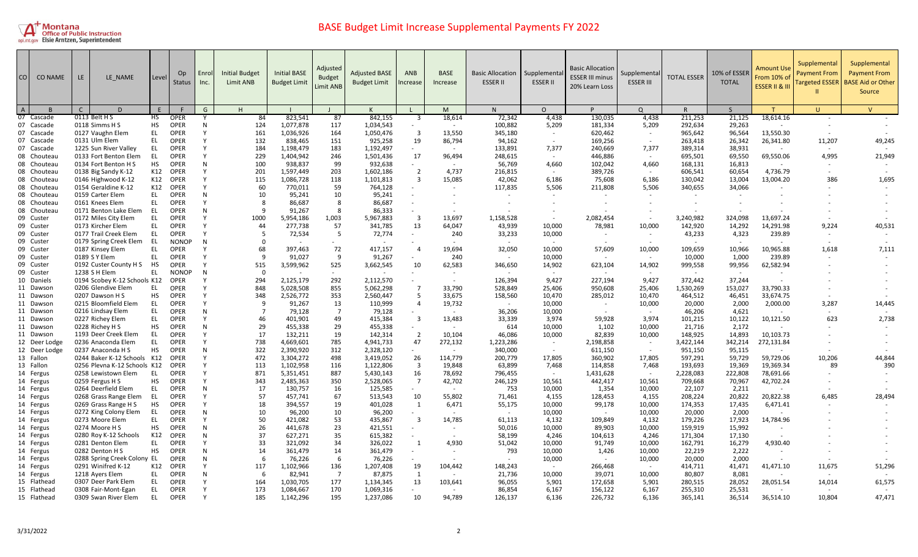# BASE Budget Limit Increase Supplemental Payments FY 2022

| CO | CO NAME | LE | LE_NAME | Level | Op Status | Enrol Inc. | Initial Budget Limit ANB | Initial BASE Budget Limit | Adjusted Budget Limit ANB | Adjusted BASE Budget Limit | ANB Increase | BASE Increase | Basic Allocation ESSER II | Supplemental ESSER II | Basic Allocation ESSER III minus 20% Learn Loss | Supplemental ESSER III | TOTAL ESSER | 10% of ESSER TOTAL | Amount Use From 10% of ESSER II & III | Supplemental Payment From Targeted ESSER II | Supplemental Payment From BASE Aid or Other Source |
|---|---|---|---|---|---|---|---|---|---|---|---|---|---|---|---|---|---|---|---|---|---|
| A | B | C | D | E | F | G | H | I | J | K | L | M | N | O | P | Q | R | S | T | U | V |
| 07 | Cascade | 0113 | Belt H S | HS | OPER | Y | 84 | 823,541 | 87 | 842,155 | 3 | 18,614 | 72,342 | 4,438 | 130,035 | 4,438 | 211,253 | 21,125 | 18,614.16 | - | - |
| 07 | Cascade | 0118 | Simms H S | HS | OPER | N | 124 | 1,077,878 | 117 | 1,034,543 | - | - | 100,882 | 5,209 | 181,334 | 5,209 | 292,634 | 29,263 | - | - | - |
| 07 | Cascade | 0127 | Vaughn Elem | EL | OPER | Y | 161 | 1,036,926 | 164 | 1,050,476 | 3 | 13,550 | 345,180 | - | 620,462 | - | 965,642 | 96,564 | 13,550.30 | - | - |
| 07 | Cascade | 0131 | Ulm Elem | EL | OPER | Y | 132 | 838,465 | 151 | 925,258 | 19 | 86,794 | 94,162 | - | 169,256 | - | 263,418 | 26,342 | 26,341.80 | 11,207 | 49,245 |
| 07 | Cascade | 1225 | Sun River Valley | EL | OPER | Y | 184 | 1,198,479 | 183 | 1,192,497 | - | - | 133,891 | 7,377 | 240,669 | 7,377 | 389,314 | 38,931 | - | - | - |
| 08 | Chouteau | 0133 | Fort Benton Elem | EL | OPER | Y | 229 | 1,404,942 | 246 | 1,501,436 | 17 | 96,494 | 248,615 | - | 446,886 | - | 695,501 | 69,550 | 69,550.06 | 4,995 | 21,949 |
| 08 | Chouteau | 0134 | Fort Benton H S | HS | OPER | N | 100 | 938,837 | 99 | 932,638 | - | - | 56,769 | 4,660 | 102,042 | 4,660 | 168,131 | 16,813 | - | - | - |
| 08 | Chouteau | 0138 | Big Sandy K-12 | K12 | OPER | Y | 201 | 1,597,449 | 203 | 1,602,186 | 2 | 4,737 | 216,815 | - | 389,726 | - | 606,541 | 60,654 | 4,736.79 | - | - |
| 08 | Chouteau | 0146 | Highwood K-12 | K12 | OPER | Y | 115 | 1,086,728 | 118 | 1,101,813 | 3 | 15,085 | 42,062 | 6,186 | 75,608 | 6,186 | 130,042 | 13,004 | 13,004.20 | 386 | 1,695 |
| 08 | Chouteau | 0154 | Geraldine K-12 | K12 | OPER | Y | 60 | 770,011 | 59 | 764,128 | - | - | 117,835 | 5,506 | 211,808 | 5,506 | 340,655 | 34,066 | - | - | - |
| 08 | Chouteau | 0159 | Carter Elem | EL | OPER | N | 10 | 95,241 | 10 | 95,241 | - | - | - | - | - | - | - | - | - | - | - |
| 08 | Chouteau | 0161 | Knees Elem | EL | OPER | Y | 8 | 86,687 | 8 | 86,687 | - | - | - | - | - | - | - | - | - | - | - |
| 08 | Chouteau | 0171 | Benton Lake Elem | EL | OPER | N | 9 | 91,267 | 8 | 86,333 | - | - | - | - | - | - | - | - | - | - | - |
| 09 | Custer | 0172 | Miles City Elem | EL | OPER | Y | 1000 | 5,954,186 | 1,003 | 5,967,883 | 3 | 13,697 | 1,158,528 | - | 2,082,454 | - | 3,240,982 | 324,098 | 13,697.24 | - | - |
| 09 | Custer | 0173 | Kircher Elem | EL | OPER | Y | 44 | 277,738 | 57 | 341,785 | 13 | 64,047 | 43,939 | 10,000 | 78,981 | 10,000 | 142,920 | 14,292 | 14,291.98 | 9,224 | 40,531 |
| 09 | Custer | 0177 | Trail Creek Elem | EL | OPER | Y | 5 | 72,534 | 5 | 72,774 | - | 240 | 33,233 | 10,000 | - | - | 43,233 | 4,323 | 239.89 | - | - |
| 09 | Custer | 0179 | Spring Creek Elem | EL | NONOP | N | 0 | - | - | - | - | - | - | - | - | - | - | - | - | - | - |
| 09 | Custer | 0187 | Kinsey Elem | EL | OPER | Y | 68 | 397,463 | 72 | 417,157 | 4 | 19,694 | 32,050 | 10,000 | 57,609 | 10,000 | 109,659 | 10,966 | 10,965.88 | 1,618 | 7,111 |
| 09 | Custer | 0189 | S Y Elem | EL | OPER | Y | 9 | 91,027 | 9 | 91,267 | - | 240 | - | 10,000 | - | - | 10,000 | 1,000 | 239.89 | - | - |
| 09 | Custer | 0192 | Custer County H S | HS | OPER | Y | 515 | 3,599,962 | 525 | 3,662,545 | 10 | 62,583 | 346,650 | 14,902 | 623,104 | 14,902 | 999,558 | 99,956 | 62,582.94 | - | - |
| 09 | Custer | 1238 | S H Elem | EL | NONOP | N | 0 | - | - | - | - | - | - | - | - | - | - | - | - | - | - |
| 10 | Daniels | 0194 | Scobey K-12 Schools | K12 | OPER | Y | 294 | 2,125,179 | 292 | 2,112,570 | - | - | 126,394 | 9,427 | 227,194 | 9,427 | 372,442 | 37,244 | - | - | - |
| 11 | Dawson | 0206 | Glendive Elem | EL | OPER | Y | 848 | 5,028,508 | 855 | 5,062,298 | 7 | 33,790 | 528,849 | 25,406 | 950,608 | 25,406 | 1,530,269 | 153,027 | 33,790.33 | - | - |
| 11 | Dawson | 0207 | Dawson H S | HS | OPER | Y | 348 | 2,526,772 | 353 | 2,560,447 | 5 | 33,675 | 158,560 | 10,470 | 285,012 | 10,470 | 464,512 | 46,451 | 33,674.75 | - | - |
| 11 | Dawson | 0215 | Bloomfield Elem | EL | OPER | Y | 9 | 91,267 | 13 | 110,999 | 4 | 19,732 | - | 10,000 | - | 10,000 | 20,000 | 2,000 | 2,000.00 | 3,287 | 14,445 |
| 11 | Dawson | 0216 | Lindsay Elem | EL | OPER | N | 7 | 79,128 | 7 | 79,128 | - | - | 36,206 | 10,000 | - | - | 46,206 | 4,621 | - | - | - |
| 11 | Dawson | 0227 | Richey Elem | EL | OPER | Y | 46 | 401,901 | 49 | 415,384 | 3 | 13,483 | 33,339 | 3,974 | 59,928 | 3,974 | 101,215 | 10,122 | 10,121.50 | 623 | 2,738 |
| 11 | Dawson | 0228 | Richey H S | HS | OPER | N | 29 | 455,338 | 29 | 455,338 | - | - | 614 | 10,000 | 1,102 | 10,000 | 21,716 | 2,172 | - | - | - |
| 11 | Dawson | 1193 | Deer Creek Elem | EL | OPER | Y | 17 | 132,211 | 19 | 142,314 | 2 | 10,104 | 46,086 | 10,000 | 82,839 | 10,000 | 148,925 | 14,893 | 10,103.73 | - | - |
| 12 | Deer Lodge | 0236 | Anaconda Elem | EL | OPER | Y | 738 | 4,669,601 | 785 | 4,941,733 | 47 | 272,132 | 1,223,286 | - | 2,198,858 | - | 3,422,144 | 342,214 | 272,131.84 | - | - |
| 12 | Deer Lodge | 0237 | Anaconda H S | HS | OPER | N | 322 | 2,390,920 | 312 | 2,328,120 | - | - | 340,000 | - | 611,150 | - | 951,150 | 95,115 | - | - | - |
| 13 | Fallon | 0244 | Baker K-12 Schools | K12 | OPER | Y | 472 | 3,304,272 | 498 | 3,419,052 | 26 | 114,779 | 200,779 | 17,805 | 360,902 | 17,805 | 597,291 | 59,729 | 59,729.06 | 10,206 | 44,844 |
| 13 | Fallon | 0256 | Plevna K-12 Schools | K12 | OPER | Y | 113 | 1,102,958 | 116 | 1,122,806 | 3 | 19,848 | 63,899 | 7,468 | 114,858 | 7,468 | 193,693 | 19,369 | 19,369.34 | 89 | 390 |
| 14 | Fergus | 0258 | Lewistown Elem | EL | OPER | Y | 871 | 5,351,451 | 887 | 5,430,143 | 16 | 78,692 | 796,455 | - | 1,431,628 | - | 2,228,083 | 222,808 | 78,691.66 | - | - |
| 14 | Fergus | 0259 | Fergus H S | HS | OPER | Y | 343 | 2,485,363 | 350 | 2,528,065 | 7 | 42,702 | 246,129 | 10,561 | 442,417 | 10,561 | 709,668 | 70,967 | 42,702.24 | - | - |
| 14 | Fergus | 0264 | Deerfield Elem | EL | OPER | N | 17 | 130,757 | 16 | 125,585 | - | - | 753 | 10,000 | 1,354 | 10,000 | 22,107 | 2,211 | - | - | - |
| 14 | Fergus | 0268 | Grass Range Elem | EL | OPER | Y | 57 | 457,741 | 67 | 513,543 | 10 | 55,802 | 71,461 | 4,155 | 128,453 | 4,155 | 208,224 | 20,822 | 20,822.38 | 6,485 | 28,494 |
| 14 | Fergus | 0269 | Grass Range H S | HS | OPER | Y | 18 | 394,557 | 19 | 401,028 | 1 | 6,471 | 55,175 | 10,000 | 99,178 | 10,000 | 174,353 | 17,435 | 6,471.41 | - | - |
| 14 | Fergus | 0272 | King Colony Elem | EL | OPER | N | 10 | 96,200 | 10 | 96,200 | - | - | - | 10,000 | - | 10,000 | 20,000 | 2,000 | - | - | - |
| 14 | Fergus | 0273 | Moore Elem | EL | OPER | Y | 50 | 421,082 | 53 | 435,867 | 3 | 14,785 | 61,113 | 4,132 | 109,849 | 4,132 | 179,226 | 17,923 | 14,784.96 | - | - |
| 14 | Fergus | 0274 | Moore H S | HS | OPER | N | 26 | 441,678 | 23 | 421,551 | - | - | 50,016 | 10,000 | 89,903 | 10,000 | 159,919 | 15,992 | - | - | - |
| 14 | Fergus | 0280 | Roy K-12 Schools | K12 | OPER | N | 37 | 627,271 | 35 | 615,382 | - | - | 58,199 | 4,246 | 104,613 | 4,246 | 171,304 | 17,130 | - | - | - |
| 14 | Fergus | 0281 | Denton Elem | EL | OPER | Y | 33 | 321,092 | 34 | 326,022 | 1 | 4,930 | 51,042 | 10,000 | 91,749 | 10,000 | 162,791 | 16,279 | 4,930.40 | - | - |
| 14 | Fergus | 0282 | Denton H S | HS | OPER | N | 14 | 361,479 | 14 | 361,479 | - | - | 793 | 10,000 | 1,426 | 10,000 | 22,219 | 2,222 | - | - | - |
| 14 | Fergus | 0288 | Spring Creek Colony | EL | OPER | N | 6 | 76,226 | 6 | 76,226 | - | - | - | 10,000 | - | 10,000 | 20,000 | 2,000 | - | - | - |
| 14 | Fergus | 0291 | Winifred K-12 | K12 | OPER | Y | 117 | 1,102,966 | 136 | 1,207,408 | 19 | 104,442 | 148,243 | - | 266,468 | - | 414,711 | 41,471 | 41,471.10 | 11,675 | 51,296 |
| 14 | Fergus | 1218 | Ayers Elem | EL | OPER | N | 6 | 82,941 | 7 | 87,875 | 1 | - | 21,736 | 10,000 | 39,071 | 10,000 | 80,807 | 8,081 | - | - | - |
| 15 | Flathead | 0307 | Deer Park Elem | EL | OPER | Y | 164 | 1,030,705 | 177 | 1,134,345 | 13 | 103,641 | 96,055 | 5,901 | 172,658 | 5,901 | 280,515 | 28,052 | 28,051.54 | 14,014 | 61,575 |
| 15 | Flathead | 0308 | Fair-Mont-Egan | EL | OPER | Y | 173 | 1,084,667 | 170 | 1,069,316 | - | - | 86,854 | 6,167 | 156,122 | 6,167 | 255,310 | 25,531 | - | - | - |
| 15 | Flathead | 0309 | Swan River Elem | EL | OPER | Y | 185 | 1,142,296 | 195 | 1,237,086 | 10 | 94,789 | 126,137 | 6,136 | 226,732 | 6,136 | 365,141 | 36,514 | 36,514.10 | 10,804 | 47,471 |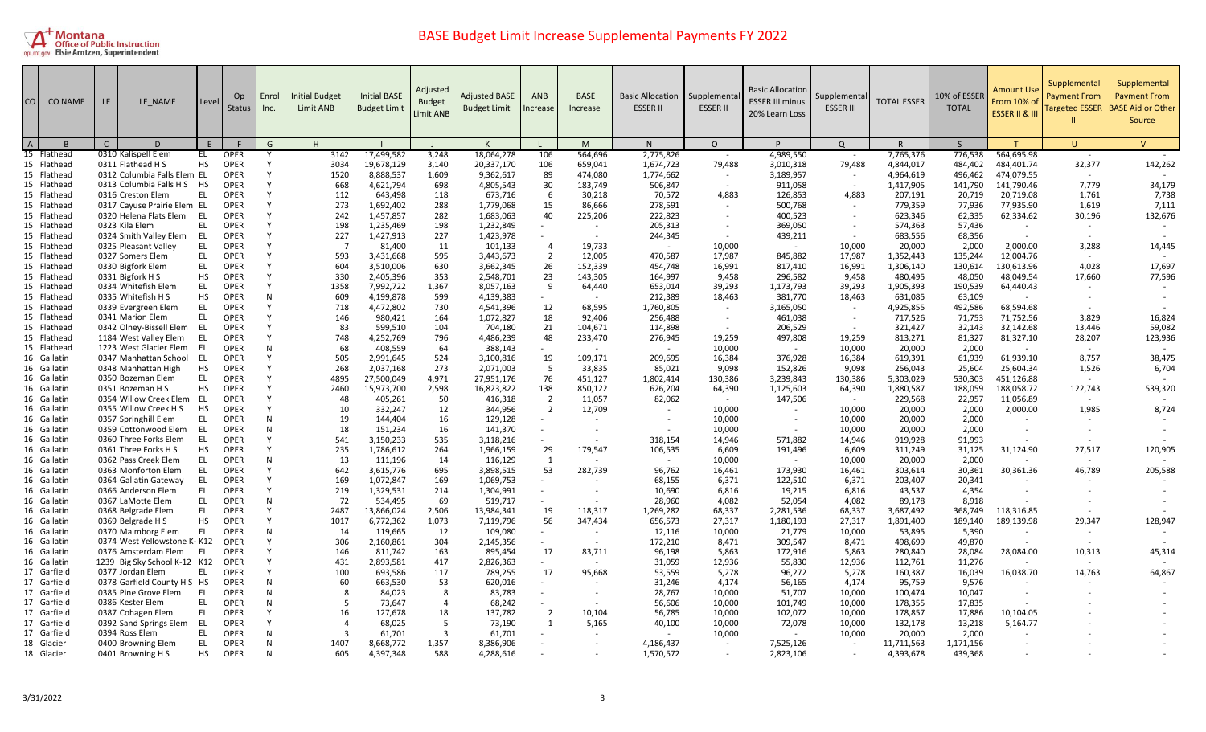# BASE Budget Limit Increase Supplemental Payments FY 2022

| CO | CO NAME | LE | LE_NAME | Level | Op Status | Enrol Inc. | Initial Budget Limit ANB | Initial BASE Budget Limit | Adjusted Budget Limit ANB | Adjusted BASE Budget Limit | ANB Increase | BASE Increase | Basic Allocation ESSER II | Supplemental ESSER II | Basic Allocation ESSER III minus 20% Learn Loss | Supplemental ESSER III | TOTAL ESSER | 10% of ESSER TOTAL | Amount Use From 10% of ESSER II & III | Supplemental Payment From Targeted ESSER II | Supplemental Payment From BASE Aid or Other Source |
|---|---|---|---|---|---|---|---|---|---|---|---|---|---|---|---|---|---|---|---|---|---|
| A | B | C | D | E | F | G | H | I | J | K | L | M | N | O | P | Q | R | S | T | U | V |
| 15 | Flathead | 0310 | Kalispell Elem | EL | OPER | Y | 3142 | 17,499,582 | 3,248 | 18,064,278 | 106 | 564,696 | 2,775,826 | - | 4,989,550 | - | 7,765,376 | 776,538 | 564,695.98 | - | - |
| 15 | Flathead | 0311 | Flathead H S | HS | OPER | Y | 3034 | 19,678,129 | 3,140 | 20,337,170 | 106 | 659,041 | 1,674,723 | 79,488 | 3,010,318 | 79,488 | 4,844,017 | 484,402 | 484,401.74 | 32,377 | 142,262 |
| 15 | Flathead | 0312 | Columbia Falls Elem | EL | OPER | Y | 1520 | 8,888,537 | 1,609 | 9,362,617 | 89 | 474,080 | 1,774,662 | - | 3,189,957 | - | 4,964,619 | 496,462 | 474,079.55 | - | - |
| 15 | Flathead | 0313 | Columbia Falls H S | HS | OPER | Y | 668 | 4,621,794 | 698 | 4,805,543 | 30 | 183,749 | 506,847 | - | 911,058 | - | 1,417,905 | 141,790 | 141,790.46 | 7,779 | 34,179 |
| 15 | Flathead | 0316 | Creston Elem | EL | OPER | Y | 112 | 643,498 | 118 | 673,716 | 6 | 30,218 | 70,572 | 4,883 | 126,853 | 4,883 | 207,191 | 20,719 | 20,719.08 | 1,761 | 7,738 |
| 15 | Flathead | 0317 | Cayuse Prairie Elem | EL | OPER | Y | 273 | 1,692,402 | 288 | 1,779,068 | 15 | 86,666 | 278,591 | - | 500,768 | - | 779,359 | 77,936 | 77,935.90 | 1,619 | 7,111 |
| 15 | Flathead | 0320 | Helena Flats Elem | EL | OPER | Y | 242 | 1,457,857 | 282 | 1,683,063 | 40 | 225,206 | 222,823 | - | 400,523 | - | 623,346 | 62,335 | 62,334.62 | 30,196 | 132,676 |
| 15 | Flathead | 0323 | Kila Elem | EL | OPER | Y | 198 | 1,235,469 | 198 | 1,232,849 | - | - | 205,313 | - | 369,050 | - | 574,363 | 57,436 | - | - | - |
| 15 | Flathead | 0324 | Smith Valley Elem | EL | OPER | Y | 227 | 1,427,913 | 227 | 1,423,978 | - | - | 244,345 | - | 439,211 | - | 683,556 | 68,356 | - | - | - |
| 15 | Flathead | 0325 | Pleasant Valley | EL | OPER | Y | 7 | 81,400 | 11 | 101,133 | 4 | 19,733 | - | 10,000 | - | 10,000 | 20,000 | 2,000 | 2,000.00 | 3,288 | 14,445 |
| 15 | Flathead | 0327 | Somers Elem | EL | OPER | Y | 593 | 3,431,668 | 595 | 3,443,673 | 2 | 12,005 | 470,587 | 17,987 | 845,882 | 17,987 | 1,352,443 | 135,244 | 12,004.76 | - | - |
| 15 | Flathead | 0330 | Bigfork Elem | EL | OPER | Y | 604 | 3,510,006 | 630 | 3,662,345 | 26 | 152,339 | 454,748 | 16,991 | 817,410 | 16,991 | 1,306,140 | 130,614 | 130,613.96 | 4,028 | 17,697 |
| 15 | Flathead | 0331 | Bigfork H S | HS | OPER | Y | 330 | 2,405,396 | 353 | 2,548,701 | 23 | 143,305 | 164,997 | 9,458 | 296,582 | 9,458 | 480,495 | 48,050 | 48,049.54 | 17,660 | 77,596 |
| 15 | Flathead | 0334 | Whitefish Elem | EL | OPER | Y | 1358 | 7,992,722 | 1,367 | 8,057,163 | 9 | 64,440 | 653,014 | 39,293 | 1,173,793 | 39,293 | 1,905,393 | 190,539 | 64,440.43 | - | - |
| 15 | Flathead | 0335 | Whitefish H S | HS | OPER | N | 609 | 4,199,878 | 599 | 4,139,383 | - | - | 212,389 | 18,463 | 381,770 | 18,463 | 631,085 | 63,109 | - | - | - |
| 15 | Flathead | 0339 | Evergreen Elem | EL | OPER | Y | 718 | 4,472,802 | 730 | 4,541,396 | 12 | 68,595 | 1,760,805 | - | 3,165,050 | - | 4,925,855 | 492,586 | 68,594.68 | - | - |
| 15 | Flathead | 0341 | Marion Elem | EL | OPER | Y | 146 | 980,421 | 164 | 1,072,827 | 18 | 92,406 | 256,488 | - | 461,038 | - | 717,526 | 71,753 | 71,752.56 | 3,829 | 16,824 |
| 15 | Flathead | 0342 | Olney-Bissell Elem | EL | OPER | Y | 83 | 599,510 | 104 | 704,180 | 21 | 104,671 | 114,898 | - | 206,529 | - | 321,427 | 32,143 | 32,142.68 | 13,446 | 59,082 |
| 15 | Flathead | 1184 | West Valley Elem | EL | OPER | Y | 748 | 4,252,769 | 796 | 4,486,239 | 48 | 233,470 | 276,945 | 19,259 | 497,808 | 19,259 | 813,271 | 81,327 | 81,327.10 | 28,207 | 123,936 |
| 15 | Flathead | 1223 | West Glacier Elem | EL | OPER | N | 68 | 408,559 | 64 | 388,143 | - | - | - | 10,000 | - | 10,000 | 20,000 | 2,000 | - | - | - |
| 16 | Gallatin | 0347 | Manhattan School | EL | OPER | Y | 505 | 2,991,645 | 524 | 3,100,816 | 19 | 109,171 | 209,695 | 16,384 | 376,928 | 16,384 | 619,391 | 61,939 | 61,939.10 | 8,757 | 38,475 |
| 16 | Gallatin | 0348 | Manhattan High | HS | OPER | Y | 268 | 2,037,168 | 273 | 2,071,003 | 5 | 33,835 | 85,021 | 9,098 | 152,826 | 9,098 | 256,043 | 25,604 | 25,604.34 | 1,526 | 6,704 |
| 16 | Gallatin | 0350 | Bozeman Elem | EL | OPER | Y | 4895 | 27,500,049 | 4,971 | 27,951,176 | 76 | 451,127 | 1,802,414 | 130,386 | 3,239,843 | 130,386 | 5,303,029 | 530,303 | 451,126.88 | - | - |
| 16 | Gallatin | 0351 | Bozeman H S | HS | OPER | Y | 2460 | 15,973,700 | 2,598 | 16,823,822 | 138 | 850,122 | 626,204 | 64,390 | 1,125,603 | 64,390 | 1,880,587 | 188,059 | 188,058.72 | 122,743 | 539,320 |
| 16 | Gallatin | 0354 | Willow Creek Elem | EL | OPER | Y | 48 | 405,261 | 50 | 416,318 | 2 | 11,057 | 82,062 | - | 147,506 | - | 229,568 | 22,957 | 11,056.89 | - | - |
| 16 | Gallatin | 0355 | Willow Creek H S | HS | OPER | Y | 10 | 332,247 | 12 | 344,956 | 2 | 12,709 | - | 10,000 | - | 10,000 | 20,000 | 2,000 | 2,000.00 | 1,985 | 8,724 |
| 16 | Gallatin | 0357 | Springhill Elem | EL | OPER | N | 19 | 144,404 | 16 | 129,128 | - | - | - | 10,000 | - | 10,000 | 20,000 | 2,000 | - | - | - |
| 16 | Gallatin | 0359 | Cottonwood Elem | EL | OPER | N | 18 | 151,234 | 16 | 141,370 | - | - | - | 10,000 | - | 10,000 | 20,000 | 2,000 | - | - | - |
| 16 | Gallatin | 0360 | Three Forks Elem | EL | OPER | Y | 541 | 3,150,233 | 535 | 3,118,216 | - | - | 318,154 | 14,946 | 571,882 | 14,946 | 919,928 | 91,993 | - | - | - |
| 16 | Gallatin | 0361 | Three Forks H S | HS | OPER | Y | 235 | 1,786,612 | 264 | 1,966,159 | 29 | 179,547 | 106,535 | 6,609 | 191,496 | 6,609 | 311,249 | 31,125 | 31,124.90 | 27,517 | 120,905 |
| 16 | Gallatin | 0362 | Pass Creek Elem | EL | OPER | N | 13 | 111,196 | 14 | 116,129 | 1 | - | - | 10,000 | - | 10,000 | 20,000 | 2,000 | - | - | - |
| 16 | Gallatin | 0363 | Monforton Elem | EL | OPER | Y | 642 | 3,615,776 | 695 | 3,898,515 | 53 | 282,739 | 96,762 | 16,461 | 173,930 | 16,461 | 303,614 | 30,361 | 30,361.36 | 46,789 | 205,588 |
| 16 | Gallatin | 0364 | Gallatin Gateway | EL | OPER | Y | 169 | 1,072,847 | 169 | 1,069,753 | - | - | 68,155 | 6,371 | 122,510 | 6,371 | 203,407 | 20,341 | - | - | - |
| 16 | Gallatin | 0366 | Anderson Elem | EL | OPER | Y | 219 | 1,329,531 | 214 | 1,304,991 | - | - | 10,690 | 6,816 | 19,215 | 6,816 | 43,537 | 4,354 | - | - | - |
| 16 | Gallatin | 0367 | LaMotte Elem | EL | OPER | N | 72 | 534,495 | 69 | 519,717 | - | - | 28,960 | 4,082 | 52,054 | 4,082 | 89,178 | 8,918 | - | - | - |
| 16 | Gallatin | 0368 | Belgrade Elem | EL | OPER | Y | 2487 | 13,866,024 | 2,506 | 13,984,341 | 19 | 118,317 | 1,269,282 | 68,337 | 2,281,536 | 68,337 | 3,687,492 | 368,749 | 118,316.85 | - | - |
| 16 | Gallatin | 0369 | Belgrade H S | HS | OPER | Y | 1017 | 6,772,362 | 1,073 | 7,119,796 | 56 | 347,434 | 656,573 | 27,317 | 1,180,193 | 27,317 | 1,891,400 | 189,140 | 189,139.98 | 29,347 | 128,947 |
| 16 | Gallatin | 0370 | Malmborg Elem | EL | OPER | N | 14 | 119,665 | 12 | 109,080 | - | - | 12,116 | 10,000 | 21,779 | 10,000 | 53,895 | 5,390 | - | - | - |
| 16 | Gallatin | 0374 | West Yellowstone K-12 | K12 | OPER | Y | 306 | 2,160,861 | 304 | 2,145,356 | - | - | 172,210 | 8,471 | 309,547 | 8,471 | 498,699 | 49,870 | - | - | - |
| 16 | Gallatin | 0376 | Amsterdam Elem | EL | OPER | Y | 146 | 811,742 | 163 | 895,454 | 17 | 83,711 | 96,198 | 5,863 | 172,916 | 5,863 | 280,840 | 28,084 | 28,084.00 | 10,313 | 45,314 |
| 16 | Gallatin | 1239 | Big Sky School K-12 | K12 | OPER | Y | 431 | 2,893,581 | 417 | 2,826,363 | - | - | 31,059 | 12,936 | 55,830 | 12,936 | 112,761 | 11,276 | - | - | - |
| 17 | Garfield | 0377 | Jordan Elem | EL | OPER | Y | 100 | 693,586 | 117 | 789,255 | 17 | 95,668 | 53,559 | 5,278 | 96,272 | 5,278 | 160,387 | 16,039 | 16,038.70 | 14,763 | 64,867 |
| 17 | Garfield | 0378 | Garfield County H S | HS | OPER | N | 60 | 663,530 | 53 | 620,016 | - | - | 31,246 | 4,174 | 56,165 | 4,174 | 95,759 | 9,576 | - | - | - |
| 17 | Garfield | 0385 | Pine Grove Elem | EL | OPER | N | 8 | 84,023 | 8 | 83,783 | - | - | 28,767 | 10,000 | 51,707 | 10,000 | 100,474 | 10,047 | - | - | - |
| 17 | Garfield | 0386 | Kester Elem | EL | OPER | N | 5 | 73,647 | 4 | 68,242 | - | - | 56,606 | 10,000 | 101,749 | 10,000 | 178,355 | 17,835 | - | - | - |
| 17 | Garfield | 0387 | Cohagen Elem | EL | OPER | Y | 16 | 127,678 | 18 | 137,782 | 2 | 10,104 | 56,785 | 10,000 | 102,072 | 10,000 | 178,857 | 17,886 | 10,104.05 | - | - |
| 17 | Garfield | 0392 | Sand Springs Elem | EL | OPER | Y | 4 | 68,025 | 5 | 73,190 | 1 | 5,165 | 40,100 | 10,000 | 72,078 | 10,000 | 132,178 | 13,218 | 5,164.77 | - | - |
| 17 | Garfield | 0394 | Ross Elem | EL | OPER | N | 3 | 61,701 | 3 | 61,701 | - | - | - | 10,000 | - | 10,000 | 20,000 | 2,000 | - | - | - |
| 18 | Glacier | 0400 | Browning Elem | EL | OPER | N | 1407 | 8,668,772 | 1,357 | 8,386,906 | - | - | 4,186,437 | - | 7,525,126 | - | 11,711,563 | 1,171,156 | - | - | - |
| 18 | Glacier | 0401 | Browning H S | HS | OPER | N | 605 | 4,397,348 | 588 | 4,288,616 | - | - | 1,570,572 | - | 2,823,106 | - | 4,393,678 | 439,368 | - | - | - |

3/31/2022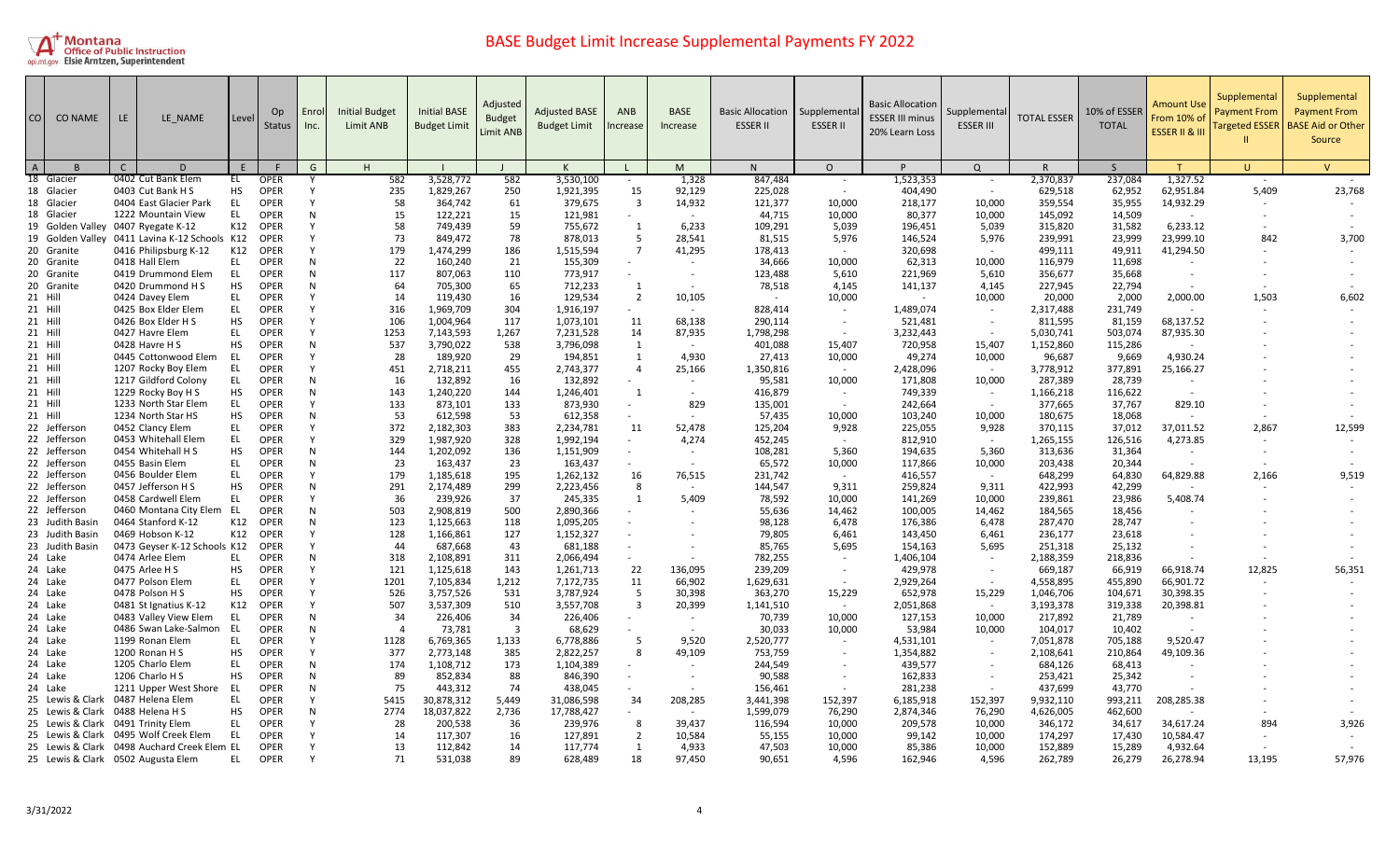# BASE Budget Limit Increase Supplemental Payments FY 2022

| CO | CO NAME | LE | LE_NAME | Level | Op Status | Enrol Inc. | Initial Budget Limit ANB | Initial BASE Budget Limit | Adjusted Budget Limit ANB | Adjusted BASE Budget Limit | ANB Increase | BASE Increase | Basic Allocation ESSER II | Supplemental ESSER II | Basic Allocation ESSER III minus 20% Learn Loss | Supplemental ESSER III | TOTAL ESSER | 10% of ESSER TOTAL | Amount Use From 10% of ESSER II & III | Supplemental Payment From Targeted ESSER II | Supplemental Payment From BASE Aid or Other Source |
|---|---|---|---|---|---|---|---|---|---|---|---|---|---|---|---|---|---|---|---|---|---|
| A | B | C | D | E | F | G | H | I | J | K | L | M | N | O | P | Q | R | S | T | U | V |
| 18 | Glacier | 0402 | Cut Bank Elem | EL | OPER | Y | 582 | 3,528,772 | 582 | 3,530,100 | - | 1,328 | 847,484 | - | 1,523,353 | - | 2,370,837 | 237,084 | 1,327.52 | - | - |
| 18 | Glacier | 0403 | Cut Bank H S | HS | OPER | Y | 235 | 1,829,267 | 250 | 1,921,395 | 15 | 92,129 | 225,028 | - | 404,490 | - | 629,518 | 62,952 | 62,951.84 | 5,409 | 23,768 |
| 18 | Glacier | 0404 | East Glacier Park | EL | OPER | Y | 58 | 364,742 | 61 | 379,675 | 3 | 14,932 | 121,377 | 10,000 | 218,177 | 10,000 | 359,554 | 35,955 | 14,932.29 | - | - |
| 18 | Glacier | 1222 | Mountain View | EL | OPER | N | 15 | 122,221 | 15 | 121,981 | - | - | 44,715 | 10,000 | 80,377 | 10,000 | 145,092 | 14,509 | - | - | - |
| 19 | Golden Valley | 0407 | Ryegate K-12 | K12 | OPER | Y | 58 | 749,439 | 59 | 755,672 | 1 | 6,233 | 109,291 | 5,039 | 196,451 | 5,039 | 315,820 | 31,582 | 6,233.12 | - | - |
| 19 | Golden Valley | 0411 | Lavina K-12 Schools | K12 | OPER | Y | 73 | 849,472 | 78 | 878,013 | 5 | 28,541 | 81,515 | 5,976 | 146,524 | 5,976 | 239,991 | 23,999 | 23,999.10 | 842 | 3,700 |
| 20 | Granite | 0416 | Philipsburg K-12 | K12 | OPER | Y | 179 | 1,474,299 | 186 | 1,515,594 | 7 | 41,295 | 178,413 | - | 320,698 | - | 499,111 | 49,911 | 41,294.50 | - | - |
| 20 | Granite | 0418 | Hall Elem | EL | OPER | N | 22 | 160,240 | 21 | 155,309 | - | - | 34,666 | 10,000 | 62,313 | 10,000 | 116,979 | 11,698 | - | - | - |
| 20 | Granite | 0419 | Drummond Elem | EL | OPER | N | 117 | 807,063 | 110 | 773,917 | - | - | 123,488 | 5,610 | 221,969 | 5,610 | 356,677 | 35,668 | - | - | - |
| 20 | Granite | 0420 | Drummond H S | HS | OPER | N | 64 | 705,300 | 65 | 712,233 | 1 | - | 78,518 | 4,145 | 141,137 | 4,145 | 227,945 | 22,794 | - | - | - |
| 21 | Hill | 0424 | Davey Elem | EL | OPER | Y | 14 | 119,430 | 16 | 129,534 | 2 | 10,105 | - | 10,000 | - | 10,000 | 20,000 | 2,000 | 2,000.00 | 1,503 | 6,602 |
| 21 | Hill | 0425 | Box Elder Elem | EL | OPER | Y | 316 | 1,969,709 | 304 | 1,916,197 | - | - | 828,414 | - | 1,489,074 | - | 2,317,488 | 231,749 | - | - | - |
| 21 | Hill | 0426 | Box Elder H S | HS | OPER | Y | 106 | 1,004,964 | 117 | 1,073,101 | 11 | 68,138 | 290,114 | - | 521,481 | - | 811,595 | 81,159 | 68,137.52 | - | - |
| 21 | Hill | 0427 | Havre Elem | EL | OPER | Y | 1253 | 7,143,593 | 1,267 | 7,231,528 | 14 | 87,935 | 1,798,298 | - | 3,232,443 | - | 5,030,741 | 503,074 | 87,935.30 | - | - |
| 21 | Hill | 0428 | Havre H S | HS | OPER | N | 537 | 3,790,022 | 538 | 3,796,098 | 1 | - | 401,088 | 15,407 | 720,958 | 15,407 | 1,152,860 | 115,286 | - | - | - |
| 21 | Hill | 0445 | Cottonwood Elem | EL | OPER | Y | 28 | 189,920 | 29 | 194,851 | 1 | 4,930 | 27,413 | 10,000 | 49,274 | 10,000 | 96,687 | 9,669 | 4,930.24 | - | - |
| 21 | Hill | 1207 | Rocky Boy Elem | EL | OPER | Y | 451 | 2,718,211 | 455 | 2,743,377 | 4 | 25,166 | 1,350,816 | - | 2,428,096 | - | 3,778,912 | 377,891 | 25,166.27 | - | - |
| 21 | Hill | 1217 | Gildford Colony | EL | OPER | N | 16 | 132,892 | 16 | 132,892 | - | - | 95,581 | 10,000 | 171,808 | 10,000 | 287,389 | 28,739 | - | - | - |
| 21 | Hill | 1229 | Rocky Boy H S | HS | OPER | N | 143 | 1,240,220 | 144 | 1,246,401 | 1 | - | 416,879 | - | 749,339 | - | 1,166,218 | 116,622 | - | - | - |
| 21 | Hill | 1233 | North Star Elem | EL | OPER | Y | 133 | 873,101 | 133 | 873,930 | - | 829 | 135,001 | - | 242,664 | - | 377,665 | 37,767 | 829.10 | - | - |
| 21 | Hill | 1234 | North Star HS | HS | OPER | N | 53 | 612,598 | 53 | 612,358 | - | - | 57,435 | 10,000 | 103,240 | 10,000 | 180,675 | 18,068 | - | - | - |
| 22 | Jefferson | 0452 | Clancy Elem | EL | OPER | Y | 372 | 2,182,303 | 383 | 2,234,781 | 11 | 52,478 | 125,204 | 9,928 | 225,055 | 9,928 | 370,115 | 37,012 | 37,011.52 | 2,867 | 12,599 |
| 22 | Jefferson | 0453 | Whitehall Elem | EL | OPER | Y | 329 | 1,987,920 | 328 | 1,992,194 | - | 4,274 | 452,245 | - | 812,910 | - | 1,265,155 | 126,516 | 4,273.85 | - | - |
| 22 | Jefferson | 0454 | Whitehall H S | HS | OPER | N | 144 | 1,202,092 | 136 | 1,151,909 | - | - | 108,281 | 5,360 | 194,635 | 5,360 | 313,636 | 31,364 | - | - | - |
| 22 | Jefferson | 0455 | Basin Elem | EL | OPER | N | 23 | 163,437 | 23 | 163,437 | - | - | 65,572 | 10,000 | 117,866 | 10,000 | 203,438 | 20,344 | - | - | - |
| 22 | Jefferson | 0456 | Boulder Elem | EL | OPER | Y | 179 | 1,185,618 | 195 | 1,262,132 | 16 | 76,515 | 231,742 | - | 416,557 | - | 648,299 | 64,830 | 64,829.88 | 2,166 | 9,519 |
| 22 | Jefferson | 0457 | Jefferson H S | HS | OPER | N | 291 | 2,174,489 | 299 | 2,223,456 | 8 | - | 144,547 | 9,311 | 259,824 | 9,311 | 422,993 | 42,299 | - | - | - |
| 22 | Jefferson | 0458 | Cardwell Elem | EL | OPER | Y | 36 | 239,926 | 37 | 245,335 | 1 | 5,409 | 78,592 | 10,000 | 141,269 | 10,000 | 239,861 | 23,986 | 5,408.74 | - | - |
| 22 | Jefferson | 0460 | Montana City Elem | EL | OPER | N | 503 | 2,908,819 | 500 | 2,890,366 | - | - | 55,636 | 14,462 | 100,005 | 14,462 | 184,565 | 18,456 | - | - | - |
| 23 | Judith Basin | 0464 | Stanford K-12 | K12 | OPER | N | 123 | 1,125,663 | 118 | 1,095,205 | - | - | 98,128 | 6,478 | 176,386 | 6,478 | 287,470 | 28,747 | - | - | - |
| 23 | Judith Basin | 0469 | Hobson K-12 | K12 | OPER | Y | 128 | 1,166,861 | 127 | 1,152,327 | - | - | 79,805 | 6,461 | 143,450 | 6,461 | 236,177 | 23,618 | - | - | - |
| 23 | Judith Basin | 0473 | Geyser K-12 Schools | K12 | OPER | Y | 44 | 687,668 | 43 | 681,188 | - | - | 85,765 | 5,695 | 154,163 | 5,695 | 251,318 | 25,132 | - | - | - |
| 24 | Lake | 0474 | Arlee Elem | EL | OPER | N | 318 | 2,108,891 | 311 | 2,066,494 | - | - | 782,255 | - | 1,406,104 | - | 2,188,359 | 218,836 | - | - | - |
| 24 | Lake | 0475 | Arlee H S | HS | OPER | Y | 121 | 1,125,618 | 143 | 1,261,713 | 22 | 136,095 | 239,209 | - | 429,978 | - | 669,187 | 66,919 | 66,918.74 | 12,825 | 56,351 |
| 24 | Lake | 0477 | Polson Elem | EL | OPER | Y | 1201 | 7,105,834 | 1,212 | 7,172,735 | 11 | 66,902 | 1,629,631 | - | 2,929,264 | - | 4,558,895 | 455,890 | 66,901.72 | - | - |
| 24 | Lake | 0478 | Polson H S | HS | OPER | Y | 526 | 3,757,526 | 531 | 3,787,924 | 5 | 30,398 | 363,270 | 15,229 | 652,978 | 15,229 | 1,046,706 | 104,671 | 30,398.35 | - | - |
| 24 | Lake | 0481 | St Ignatius K-12 | K12 | OPER | Y | 507 | 3,537,309 | 510 | 3,557,708 | 3 | 20,399 | 1,141,510 | - | 2,051,868 | - | 3,193,378 | 319,338 | 20,398.81 | - | - |
| 24 | Lake | 0483 | Valley View Elem | EL | OPER | N | 34 | 226,406 | 34 | 226,406 | - | - | 70,739 | 10,000 | 127,153 | 10,000 | 217,892 | 21,789 | - | - | - |
| 24 | Lake | 0486 | Swan Lake-Salmon | EL | OPER | N | 4 | 73,781 | 3 | 68,629 | - | - | 30,033 | 10,000 | 53,984 | 10,000 | 104,017 | 10,402 | - | - | - |
| 24 | Lake | 1199 | Ronan Elem | EL | OPER | Y | 1128 | 6,769,365 | 1,133 | 6,778,886 | 5 | 9,520 | 2,520,777 | - | 4,531,101 | - | 7,051,878 | 705,188 | 9,520.47 | - | - |
| 24 | Lake | 1200 | Ronan H S | HS | OPER | Y | 377 | 2,773,148 | 385 | 2,822,257 | 8 | 49,109 | 753,759 | - | 1,354,882 | - | 2,108,641 | 210,864 | 49,109.36 | - | - |
| 24 | Lake | 1205 | Charlo Elem | EL | OPER | N | 174 | 1,108,712 | 173 | 1,104,389 | - | - | 244,549 | - | 439,577 | - | 684,126 | 68,413 | - | - | - |
| 24 | Lake | 1206 | Charlo H S | HS | OPER | N | 89 | 852,834 | 88 | 846,390 | - | - | 90,588 | - | 162,833 | - | 253,421 | 25,342 | - | - | - |
| 24 | Lake | 1211 | Upper West Shore | EL | OPER | N | 75 | 443,312 | 74 | 438,045 | - | - | 156,461 | - | 281,238 | - | 437,699 | 43,770 | - | - | - |
| 25 | Lewis & Clark | 0487 | Helena Elem | EL | OPER | Y | 5415 | 30,878,312 | 5,449 | 31,086,598 | 34 | 208,285 | 3,441,398 | 152,397 | 6,185,918 | 152,397 | 9,932,110 | 993,211 | 208,285.38 | - | - |
| 25 | Lewis & Clark | 0488 | Helena H S | HS | OPER | N | 2774 | 18,037,822 | 2,736 | 17,788,427 | - | - | 1,599,079 | 76,290 | 2,874,346 | 76,290 | 4,626,005 | 462,600 | - | - | - |
| 25 | Lewis & Clark | 0491 | Trinity Elem | EL | OPER | Y | 28 | 200,538 | 36 | 239,976 | 8 | 39,437 | 116,594 | 10,000 | 209,578 | 10,000 | 346,172 | 34,617 | 34,617.24 | 894 | 3,926 |
| 25 | Lewis & Clark | 0495 | Wolf Creek Elem | EL | OPER | Y | 14 | 117,307 | 16 | 127,891 | 2 | 10,584 | 55,155 | 10,000 | 99,142 | 10,000 | 174,297 | 17,430 | 10,584.47 | - | - |
| 25 | Lewis & Clark | 0498 | Auchard Creek Elem | EL | OPER | Y | 13 | 112,842 | 14 | 117,774 | 1 | 4,933 | 47,503 | 10,000 | 85,386 | 10,000 | 152,889 | 15,289 | 4,932.64 | - | - |
| 25 | Lewis & Clark | 0502 | Augusta Elem | EL | OPER | Y | 71 | 531,038 | 89 | 628,489 | 18 | 97,450 | 90,651 | 4,596 | 162,946 | 4,596 | 262,789 | 26,279 | 26,278.94 | 13,195 | 57,976 |

3/31/2022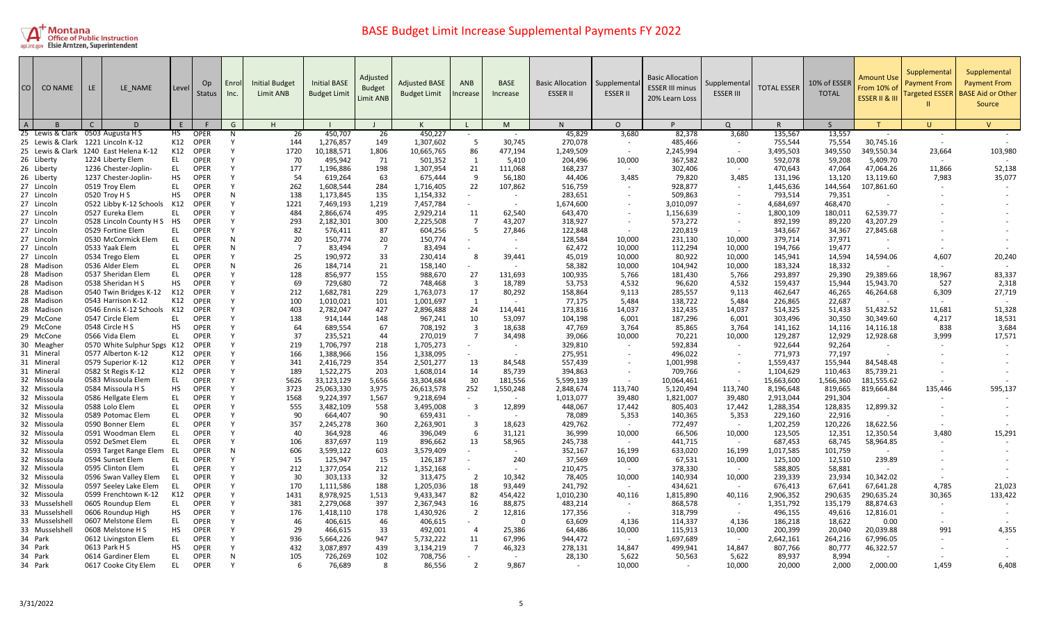# BASE Budget Limit Increase Supplemental Payments FY 2022

| CO | CO NAME | LE | LE_NAME | Level | Op Status | Enrol Inc. | Initial Budget Limit ANB | Initial BASE Budget Limit | Adjusted Budget Limit ANB | Adjusted BASE Budget Limit | ANB Increase | BASE Increase | Basic Allocation ESSER II | Supplemental ESSER II | Basic Allocation ESSER III minus 20% Learn Loss | Supplemental ESSER III | TOTAL ESSER | 10% of ESSER TOTAL | Amount Use From 10% of ESSER II & III | Supplemental Payment From Targeted ESSER II | Supplemental Payment From BASE Aid or Other Source |
|---|---|---|---|---|---|---|---|---|---|---|---|---|---|---|---|---|---|---|---|---|---|
| A | B | C | D | E | F | G | H | I | J | K | L | M | N | O | P | Q | R | S | T | U | V |
| 25 | Lewis & Clark | 0503 | Augusta H S | HS | OPER | N | 26 | 450,707 | 26 | 450,227 | - | - | 45,829 | 3,680 | 82,378 | 3,680 | 135,567 | 13,557 | - | - | - |
| 25 | Lewis & Clark | 1221 | Lincoln K-12 | K12 | OPER | Y | 144 | 1,276,857 | 149 | 1,307,602 | 5 | 30,745 | 270,078 | - | 485,466 | - | 755,544 | 75,554 | 30,745.16 | - | - |
| 25 | Lewis & Clark | 1240 | East Helena K-12 | K12 | OPER | Y | 1720 | 10,188,571 | 1,806 | 10,665,765 | 86 | 477,194 | 1,249,509 | - | 2,245,994 | - | 3,495,503 | 349,550 | 349,550.34 | 23,664 | 103,980 |
| 26 | Liberty | 1224 | Liberty Elem | EL | OPER | Y | 70 | 495,942 | 71 | 501,352 | 1 | 5,410 | 204,496 | 10,000 | 367,582 | 10,000 | 592,078 | 59,208 | 5,409.70 | - | - |
| 26 | Liberty | 1236 | Chester-Joplin- | EL | OPER | Y | 177 | 1,196,886 | 198 | 1,307,954 | 21 | 111,068 | 168,237 | - | 302,406 | - | 470,643 | 47,064 | 47,064.26 | 11,866 | 52,138 |
| 26 | Liberty | 1237 | Chester-Joplin- | HS | OPER | Y | 54 | 619,264 | 63 | 675,444 | 9 | 56,180 | 44,406 | 3,485 | 79,820 | 3,485 | 131,196 | 13,120 | 13,119.60 | 7,983 | 35,077 |
| 27 | Lincoln | 0519 | Troy Elem | EL | OPER | Y | 262 | 1,608,544 | 284 | 1,716,405 | 22 | 107,862 | 516,759 | - | 928,877 | - | 1,445,636 | 144,564 | 107,861.60 | - | - |
| 27 | Lincoln | 0520 | Troy H S | HS | OPER | N | 138 | 1,173,845 | 135 | 1,154,332 | - | - | 283,651 | - | 509,863 | - | 793,514 | 79,351 | - | - | - |
| 27 | Lincoln | 0522 | Libby K-12 Schools | K12 | OPER | Y | 1221 | 7,469,193 | 1,219 | 7,457,784 | - | - | 1,674,600 | - | 3,010,097 | - | 4,684,697 | 468,470 | - | - | - |
| 27 | Lincoln | 0527 | Eureka Elem | EL | OPER | Y | 484 | 2,866,674 | 495 | 2,929,214 | 11 | 62,540 | 643,470 | - | 1,156,639 | - | 1,800,109 | 180,011 | 62,539.77 | - | - |
| 27 | Lincoln | 0528 | Lincoln County H S | HS | OPER | Y | 293 | 2,182,301 | 300 | 2,225,508 | 7 | 43,207 | 318,927 | - | 573,272 | - | 892,199 | 89,220 | 43,207.29 | - | - |
| 27 | Lincoln | 0529 | Fortine Elem | EL | OPER | Y | 82 | 576,411 | 87 | 604,256 | 5 | 27,846 | 122,848 | - | 220,819 | - | 343,667 | 34,367 | 27,845.68 | - | - |
| 27 | Lincoln | 0530 | McCormick Elem | EL | OPER | N | 20 | 150,774 | 20 | 150,774 | - | - | 128,584 | 10,000 | 231,130 | 10,000 | 379,714 | 37,971 | - | - | - |
| 27 | Lincoln | 0533 | Yaak Elem | EL | OPER | N | 7 | 83,494 | 7 | 83,494 | - | - | 62,472 | 10,000 | 112,294 | 10,000 | 194,766 | 19,477 | - | - | - |
| 27 | Lincoln | 0534 | Trego Elem | EL | OPER | Y | 25 | 190,972 | 33 | 230,414 | 8 | 39,441 | 45,019 | 10,000 | 80,922 | 10,000 | 145,941 | 14,594 | 14,594.06 | 4,607 | 20,240 |
| 28 | Madison | 0536 | Alder Elem | EL | OPER | N | 26 | 184,714 | 21 | 158,140 | - | - | 58,382 | 10,000 | 104,942 | 10,000 | 183,324 | 18,332 | - | - | - |
| 28 | Madison | 0537 | Sheridan Elem | EL | OPER | Y | 128 | 856,977 | 155 | 988,670 | 27 | 131,693 | 100,935 | 5,766 | 181,430 | 5,766 | 293,897 | 29,390 | 29,389.66 | 18,967 | 83,337 |
| 28 | Madison | 0538 | Sheridan H S | HS | OPER | Y | 69 | 729,680 | 72 | 748,468 | 3 | 18,789 | 53,753 | 4,532 | 96,620 | 4,532 | 159,437 | 15,944 | 15,943.70 | 527 | 2,318 |
| 28 | Madison | 0540 | Twin Bridges K-12 | K12 | OPER | Y | 212 | 1,682,781 | 229 | 1,763,073 | 17 | 80,292 | 158,864 | 9,113 | 285,557 | 9,113 | 462,647 | 46,265 | 46,264.68 | 6,309 | 27,719 |
| 28 | Madison | 0543 | Harrison K-12 | K12 | OPER | Y | 100 | 1,010,021 | 101 | 1,001,697 | 1 | - | 77,175 | 5,484 | 138,722 | 5,484 | 226,865 | 22,687 | - | - | - |
| 28 | Madison | 0546 | Ennis K-12 Schools | K12 | OPER | Y | 403 | 2,782,047 | 427 | 2,896,488 | 24 | 114,441 | 173,816 | 14,037 | 312,435 | 14,037 | 514,325 | 51,433 | 51,432.52 | 11,681 | 51,328 |
| 29 | McCone | 0547 | Circle Elem | EL | OPER | Y | 138 | 914,144 | 148 | 967,241 | 10 | 53,097 | 104,198 | 6,001 | 187,296 | 6,001 | 303,496 | 30,350 | 30,349.60 | 4,217 | 18,531 |
| 29 | McCone | 0548 | Circle H S | HS | OPER | Y | 64 | 689,554 | 67 | 708,192 | 3 | 18,638 | 47,769 | 3,764 | 85,865 | 3,764 | 141,162 | 14,116 | 14,116.18 | 838 | 3,684 |
| 29 | McCone | 0566 | Vida Elem | EL | OPER | Y | 37 | 235,521 | 44 | 270,019 | 7 | 34,498 | 39,066 | 10,000 | 70,221 | 10,000 | 129,287 | 12,929 | 12,928.68 | 3,999 | 17,571 |
| 30 | Meagher | 0570 | White Sulphur Spgs | K12 | OPER | Y | 219 | 1,706,797 | 218 | 1,705,273 | - | - | 329,810 | - | 592,834 | - | 922,644 | 92,264 | - | - | - |
| 31 | Mineral | 0577 | Alberton K-12 | K12 | OPER | Y | 166 | 1,388,966 | 156 | 1,338,095 | - | - | 275,951 | - | 496,022 | - | 771,973 | 77,197 | - | - | - |
| 31 | Mineral | 0579 | Superior K-12 | K12 | OPER | Y | 341 | 2,416,729 | 354 | 2,501,277 | 13 | 84,548 | 557,439 | - | 1,001,998 | - | 1,559,437 | 155,944 | 84,548.48 | - | - |
| 31 | Mineral | 0582 | St Regis K-12 | K12 | OPER | Y | 189 | 1,522,275 | 203 | 1,608,014 | 14 | 85,739 | 394,863 | - | 709,766 | - | 1,104,629 | 110,463 | 85,739.21 | - | - |
| 32 | Missoula | 0583 | Missoula Elem | EL | OPER | Y | 5626 | 33,123,129 | 5,656 | 33,304,684 | 30 | 181,556 | 5,599,139 | - | 10,064,461 | - | 15,663,600 | 1,566,360 | 181,555.62 | - | - |
| 32 | Missoula | 0584 | Missoula H S | HS | OPER | Y | 3723 | 25,063,330 | 3,975 | 26,613,578 | 252 | 1,550,248 | 2,848,674 | 113,740 | 5,120,494 | 113,740 | 8,196,648 | 819,665 | 819,664.84 | 135,446 | 595,137 |
| 32 | Missoula | 0586 | Hellgate Elem | EL | OPER | Y | 1568 | 9,224,397 | 1,567 | 9,218,694 | - | - | 1,013,077 | 39,480 | 1,821,007 | 39,480 | 2,913,044 | 291,304 | - | - | - |
| 32 | Missoula | 0588 | Lolo Elem | EL | OPER | Y | 555 | 3,482,109 | 558 | 3,495,008 | 3 | 12,899 | 448,067 | 17,442 | 805,403 | 17,442 | 1,288,354 | 128,835 | 12,899.32 | - | - |
| 32 | Missoula | 0589 | Potomac Elem | EL | OPER | Y | 90 | 664,407 | 90 | 659,431 | - | - | 78,089 | 5,353 | 140,365 | 5,353 | 229,160 | 22,916 | - | - | - |
| 32 | Missoula | 0590 | Bonner Elem | EL | OPER | Y | 357 | 2,245,278 | 360 | 2,263,901 | 3 | 18,623 | 429,762 | - | 772,497 | - | 1,202,259 | 120,226 | 18,622.56 | - | - |
| 32 | Missoula | 0591 | Woodman Elem | EL | OPER | Y | 40 | 364,928 | 46 | 396,049 | 6 | 31,121 | 36,999 | 10,000 | 66,506 | 10,000 | 123,505 | 12,351 | 12,350.54 | 3,480 | 15,291 |
| 32 | Missoula | 0592 | DeSmet Elem | EL | OPER | Y | 106 | 837,697 | 119 | 896,662 | 13 | 58,965 | 245,738 | - | 441,715 | - | 687,453 | 68,745 | 58,964.85 | - | - |
| 32 | Missoula | 0593 | Target Range Elem | EL | OPER | N | 606 | 3,599,122 | 603 | 3,579,409 | - | - | 352,167 | 16,199 | 633,020 | 16,199 | 1,017,585 | 101,759 | - | - | - |
| 32 | Missoula | 0594 | Sunset Elem | EL | OPER | Y | 15 | 125,947 | 15 | 126,187 | - | 240 | 37,569 | 10,000 | 67,531 | 10,000 | 125,100 | 12,510 | 239.89 | - | - |
| 32 | Missoula | 0595 | Clinton Elem | EL | OPER | Y | 212 | 1,377,054 | 212 | 1,352,168 | - | - | 210,475 | - | 378,330 | - | 588,805 | 58,881 | - | - | - |
| 32 | Missoula | 0596 | Swan Valley Elem | EL | OPER | Y | 30 | 303,133 | 32 | 313,475 | 2 | 10,342 | 78,405 | 10,000 | 140,934 | 10,000 | 239,339 | 23,934 | 10,342.02 | - | - |
| 32 | Missoula | 0597 | Seeley Lake Elem | EL | OPER | Y | 170 | 1,111,586 | 188 | 1,205,036 | 18 | 93,449 | 241,792 | - | 434,621 | - | 676,413 | 67,641 | 67,641.28 | 4,785 | 21,023 |
| 32 | Missoula | 0599 | Frenchtown K-12 | K12 | OPER | Y | 1431 | 8,978,925 | 1,513 | 9,433,347 | 82 | 454,422 | 1,010,230 | 40,116 | 1,815,890 | 40,116 | 2,906,352 | 290,635 | 290,635.24 | 30,365 | 133,422 |
| 33 | Musselshell | 0605 | Roundup Elem | EL | OPER | Y | 381 | 2,279,068 | 397 | 2,367,943 | 16 | 88,875 | 483,214 | - | 868,578 | - | 1,351,792 | 135,179 | 88,874.63 | - | - |
| 33 | Musselshell | 0606 | Roundup High | HS | OPER | Y | 176 | 1,418,110 | 178 | 1,430,926 | 2 | 12,816 | 177,356 | - | 318,799 | - | 496,155 | 49,616 | 12,816.01 | - | - |
| 33 | Musselshell | 0607 | Melstone Elem | EL | OPER | Y | 46 | 406,615 | 46 | 406,615 | - | 0 | 63,609 | 4,136 | 114,337 | 4,136 | 186,218 | 18,622 | 0.00 | - | - |
| 33 | Musselshell | 0608 | Melstone H S | HS | OPER | Y | 29 | 466,615 | 33 | 492,001 | 4 | 25,386 | 64,486 | 10,000 | 115,913 | 10,000 | 200,399 | 20,040 | 20,039.88 | 991 | 4,355 |
| 34 | Park | 0612 | Livingston Elem | EL | OPER | Y | 936 | 5,664,226 | 947 | 5,732,222 | 11 | 67,996 | 944,472 | - | 1,697,689 | - | 2,642,161 | 264,216 | 67,996.05 | - | - |
| 34 | Park | 0613 | Park H S | HS | OPER | Y | 432 | 3,087,897 | 439 | 3,134,219 | 7 | 46,323 | 278,131 | 14,847 | 499,941 | 14,847 | 807,766 | 80,777 | 46,322.57 | - | - |
| 34 | Park | 0614 | Gardiner Elem | EL | OPER | N | 105 | 726,269 | 102 | 708,756 | - | - | 28,130 | 5,622 | 50,563 | 5,622 | 89,937 | 8,994 | - | - | - |
| 34 | Park | 0617 | Cooke City Elem | EL | OPER | Y | 6 | 76,689 | 8 | 86,556 | 2 | 9,867 | - | 10,000 | - | 10,000 | 20,000 | 2,000 | 2,000.00 | 1,459 | 6,408 |

3/31/2022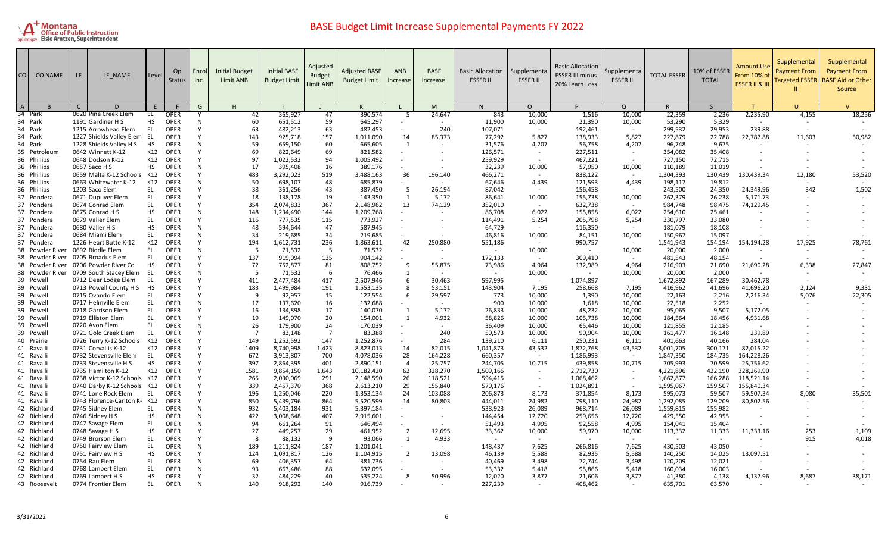# BASE Budget Limit Increase Supplemental Payments FY 2022

Montana Office of Public Instruction — Elsie Arntzen, Superintendent

| CO | CO NAME | LE | LE_NAME | Level | Op Status | Enrol Inc. | Initial Budget Limit ANB | Initial BASE Budget Limit | Adjusted Budget Limit ANB | Adjusted BASE Budget Limit | ANB Increase | BASE Increase | Basic Allocation ESSER II | Supplemental ESSER II | Basic Allocation ESSER III minus 20% Learn Loss | Supplemental ESSER III | TOTAL ESSER | 10% of ESSER TOTAL | Amount Use From 10% of ESSER II & III | Supplemental Payment From Targeted ESSER II | Supplemental Payment From BASE Aid or Other Source |
|---|---|---|---|---|---|---|---|---|---|---|---|---|---|---|---|---|---|---|---|---|---|
| A | B | C | D | E | F | G | H | I | J | K | L | M | N | O | P | Q | R | S | T | U | V |
| 34 | Park | 0620 | Pine Creek Elem | EL | OPER | Y | 42 | 365,927 | 47 | 390,574 | 5 | 24,647 | 843 | 10,000 | 1,516 | 10,000 | 22,359 | 2,236 | 2,235.90 | 4,155 | 18,256 |
| 34 | Park | 1191 | Gardiner H S | HS | OPER | N | 60 | 651,512 | 59 | 645,297 | - | - | 11,900 | 10,000 | 21,390 | 10,000 | 53,290 | 5,329 | - | - | - |
| 34 | Park | 1215 | Arrowhead Elem | EL | OPER | Y | 63 | 482,213 | 63 | 482,453 | - | 240 | 107,071 | - | 192,461 | - | 299,532 | 29,953 | 239.88 | - | - |
| 34 | Park | 1227 | Shields Valley Elem | EL | OPER | Y | 143 | 925,718 | 157 | 1,011,090 | 14 | 85,373 | 77,292 | 5,827 | 138,933 | 5,827 | 227,879 | 22,788 | 22,787.88 | 11,603 | 50,982 |
| 34 | Park | 1228 | Shields Valley H S | HS | OPER | N | 59 | 659,150 | 60 | 665,605 | 1 | - | 31,576 | 4,207 | 56,758 | 4,207 | 96,748 | 9,675 | - | - | - |
| 35 | Petroleum | 0642 | Winnett K-12 | K12 | OPER | Y | 69 | 822,649 | 69 | 821,582 | - | - | 126,571 | - | 227,511 | - | 354,082 | 35,408 | - | - | - |
| 36 | Phillips | 0648 | Dodson K-12 | K12 | OPER | Y | 97 | 1,022,532 | 94 | 1,005,492 | - | - | 259,929 | - | 467,221 | - | 727,150 | 72,715 | - | - | - |
| 36 | Phillips | 0657 | Saco H S | HS | OPER | N | 17 | 395,408 | 16 | 389,176 | - | - | 32,239 | 10,000 | 57,950 | 10,000 | 110,189 | 11,019 | - | - | - |
| 36 | Phillips | 0659 | Malta K-12 Schools | K12 | OPER | Y | 483 | 3,292,023 | 519 | 3,488,163 | 36 | 196,140 | 466,271 | - | 838,122 | - | 1,304,393 | 130,439 | 130,439.34 | 12,180 | 53,520 |
| 36 | Phillips | 0663 | Whitewater K-12 | K12 | OPER | N | 50 | 698,107 | 48 | 685,879 | - | - | 67,646 | 4,439 | 121,593 | 4,439 | 198,117 | 19,812 | - | - | - |
| 36 | Phillips | 1203 | Saco Elem | EL | OPER | Y | 38 | 361,256 | 43 | 387,450 | 5 | 26,194 | 87,042 | - | 156,458 | - | 243,500 | 24,350 | 24,349.96 | 342 | 1,502 |
| 37 | Pondera | 0671 | Dupuyer Elem | EL | OPER | Y | 18 | 138,178 | 19 | 143,350 | 1 | 5,172 | 86,641 | 10,000 | 155,738 | 10,000 | 262,379 | 26,238 | 5,171.73 | - | - |
| 37 | Pondera | 0674 | Conrad Elem | EL | OPER | Y | 354 | 2,074,833 | 367 | 2,148,962 | 13 | 74,129 | 352,010 | - | 632,738 | - | 984,748 | 98,475 | 74,129.45 | - | - |
| 37 | Pondera | 0675 | Conrad H S | HS | OPER | N | 148 | 1,234,490 | 144 | 1,209,768 | - | - | 86,708 | 6,022 | 155,858 | 6,022 | 254,610 | 25,461 | - | - | - |
| 37 | Pondera | 0679 | Valier Elem | EL | OPER | Y | 116 | 777,535 | 115 | 773,927 | - | - | 114,491 | 5,254 | 205,798 | 5,254 | 330,797 | 33,080 | - | - | - |
| 37 | Pondera | 0680 | Valier H S | HS | OPER | N | 48 | 594,644 | 47 | 587,945 | - | - | 64,729 | - | 116,350 | - | 181,079 | 18,108 | - | - | - |
| 37 | Pondera | 0684 | Miami Elem | EL | OPER | N | 34 | 219,685 | 34 | 219,685 | - | - | 46,816 | 10,000 | 84,151 | 10,000 | 150,967 | 15,097 | - | - | - |
| 37 | Pondera | 1226 | Heart Butte K-12 | K12 | OPER | Y | 194 | 1,612,731 | 236 | 1,863,611 | 42 | 250,880 | 551,186 | - | 990,757 | - | 1,541,943 | 154,194 | 154,194.28 | 17,925 | 78,761 |
| 38 | Powder River | 0692 | Biddle Elem | EL | OPER | N | 5 | 71,532 | 5 | 71,532 | - | - | - | 10,000 | - | 10,000 | 20,000 | 2,000 | - | - | - |
| 38 | Powder River | 0705 | Broadus Elem | EL | OPER | Y | 137 | 919,094 | 135 | 904,142 | - | - | 172,133 | - | 309,410 | - | 481,543 | 48,154 | - | - | - |
| 38 | Powder River | 0706 | Powder River Co | HS | OPER | Y | 72 | 752,877 | 81 | 808,752 | 9 | 55,875 | 73,986 | 4,964 | 132,989 | 4,964 | 216,903 | 21,690 | 21,690.28 | 6,338 | 27,847 |
| 38 | Powder River | 0709 | South Stacey Elem | EL | OPER | N | 5 | 71,532 | 6 | 76,466 | 1 | - | - | 10,000 | - | 10,000 | 20,000 | 2,000 | - | - | - |
| 39 | Powell | 0712 | Deer Lodge Elem | EL | OPER | Y | 411 | 2,477,484 | 417 | 2,507,946 | 6 | 30,463 | 597,995 | - | 1,074,897 | - | 1,672,892 | 167,289 | 30,462.78 | - | - |
| 39 | Powell | 0713 | Powell County H S | HS | OPER | Y | 183 | 1,499,984 | 191 | 1,553,135 | 8 | 53,151 | 143,904 | 7,195 | 258,668 | 7,195 | 416,962 | 41,696 | 41,696.20 | 2,124 | 9,331 |
| 39 | Powell | 0715 | Ovando Elem | EL | OPER | Y | 9 | 92,957 | 15 | 122,554 | 6 | 29,597 | 773 | 10,000 | 1,390 | 10,000 | 22,163 | 2,216 | 2,216.34 | 5,076 | 22,305 |
| 39 | Powell | 0717 | Helmville Elem | EL | OPER | N | 17 | 137,620 | 16 | 132,688 | - | - | 900 | 10,000 | 1,618 | 10,000 | 22,518 | 2,252 | - | - | - |
| 39 | Powell | 0718 | Garrison Elem | EL | OPER | Y | 16 | 134,898 | 17 | 140,070 | 1 | 5,172 | 26,833 | 10,000 | 48,232 | 10,000 | 95,065 | 9,507 | 5,172.05 | - | - |
| 39 | Powell | 0719 | Elliston Elem | EL | OPER | Y | 19 | 149,070 | 20 | 154,001 | 1 | 4,932 | 58,826 | 10,000 | 105,738 | 10,000 | 184,564 | 18,456 | 4,931.68 | - | - |
| 39 | Powell | 0720 | Avon Elem | EL | OPER | N | 26 | 179,900 | 24 | 170,039 | - | - | 36,409 | 10,000 | 65,446 | 10,000 | 121,855 | 12,185 | - | - | - |
| 39 | Powell | 0721 | Gold Creek Elem | EL | OPER | Y | 7 | 83,148 | 7 | 83,388 | - | 240 | 50,573 | 10,000 | 90,904 | 10,000 | 161,477 | 16,148 | 239.89 | - | - |
| 40 | Prairie | 0726 | Terry K-12 Schools | K12 | OPER | Y | 149 | 1,252,592 | 147 | 1,252,876 | - | 284 | 139,210 | 6,111 | 250,231 | 6,111 | 401,663 | 40,166 | 284.04 | - | - |
| 41 | Ravalli | 0731 | Corvallis K-12 | K12 | OPER | Y | 1409 | 8,740,998 | 1,423 | 8,823,013 | 14 | 82,015 | 1,041,873 | 43,532 | 1,872,768 | 43,532 | 3,001,705 | 300,171 | 82,015.22 | - | - |
| 41 | Ravalli | 0732 | Stevensville Elem | EL | OPER | Y | 672 | 3,913,807 | 700 | 4,078,036 | 28 | 164,228 | 660,357 | - | 1,186,993 | - | 1,847,350 | 184,735 | 164,228.26 | - | - |
| 41 | Ravalli | 0733 | Stevensville H S | HS | OPER | Y | 397 | 2,864,395 | 401 | 2,890,151 | 4 | 25,757 | 244,705 | 10,715 | 439,858 | 10,715 | 705,993 | 70,599 | 25,756.62 | - | - |
| 41 | Ravalli | 0735 | Hamilton K-12 | K12 | OPER | Y | 1581 | 9,854,150 | 1,643 | 10,182,420 | 62 | 328,270 | 1,509,166 | - | 2,712,730 | - | 4,221,896 | 422,190 | 328,269.90 | - | - |
| 41 | Ravalli | 0738 | Victor K-12 Schools | K12 | OPER | Y | 265 | 2,030,069 | 291 | 2,148,590 | 26 | 118,521 | 594,415 | - | 1,068,462 | - | 1,662,877 | 166,288 | 118,521.14 | - | - |
| 41 | Ravalli | 0740 | Darby K-12 Schools | K12 | OPER | Y | 339 | 2,457,370 | 368 | 2,613,210 | 29 | 155,840 | 570,176 | - | 1,024,891 | - | 1,595,067 | 159,507 | 155,840.34 | - | - |
| 41 | Ravalli | 0741 | Lone Rock Elem | EL | OPER | Y | 196 | 1,250,046 | 220 | 1,353,134 | 24 | 103,088 | 206,873 | 8,173 | 371,854 | 8,173 | 595,073 | 59,507 | 59,507.34 | 8,080 | 35,501 |
| 41 | Ravalli | 0743 | Florence-Carlton K- | K12 | OPER | Y | 850 | 5,439,796 | 864 | 5,520,599 | 14 | 80,803 | 444,011 | 24,982 | 798,110 | 24,982 | 1,292,085 | 129,209 | 80,802.56 | - | - |
| 42 | Richland | 0745 | Sidney Elem | EL | OPER | N | 932 | 5,403,184 | 931 | 5,397,184 | - | - | 538,923 | 26,089 | 968,714 | 26,089 | 1,559,815 | 155,982 | - | - | - |
| 42 | Richland | 0746 | Sidney H S | HS | OPER | N | 422 | 3,008,648 | 407 | 2,915,601 | - | - | 144,454 | 12,720 | 259,656 | 12,720 | 429,550 | 42,955 | - | - | - |
| 42 | Richland | 0747 | Savage Elem | EL | OPER | N | 94 | 661,264 | 91 | 646,494 | - | - | 51,493 | 4,995 | 92,558 | 4,995 | 154,041 | 15,404 | - | - | - |
| 42 | Richland | 0748 | Savage H S | HS | OPER | Y | 27 | 449,257 | 29 | 461,952 | 2 | 12,695 | 33,362 | 10,000 | 59,970 | 10,000 | 113,332 | 11,333 | 11,333.16 | 253 | 1,109 |
| 42 | Richland | 0749 | Brorson Elem | EL | OPER | Y | 8 | 88,132 | 9 | 93,066 | 1 | 4,933 | - | - | - | - | - | - | - | 915 | 4,018 |
| 42 | Richland | 0750 | Fairview Elem | EL | OPER | N | 189 | 1,211,824 | 187 | 1,201,041 | - | - | 148,437 | 7,625 | 266,816 | 7,625 | 430,503 | 43,050 | - | - | - |
| 42 | Richland | 0751 | Fairview H S | HS | OPER | Y | 124 | 1,091,817 | 126 | 1,104,915 | 2 | 13,098 | 46,139 | 5,588 | 82,935 | 5,588 | 140,250 | 14,025 | 13,097.51 | - | - |
| 42 | Richland | 0754 | Rau Elem | EL | OPER | N | 69 | 406,357 | 64 | 381,736 | - | - | 40,469 | 3,498 | 72,744 | 3,498 | 120,209 | 12,021 | - | - | - |
| 42 | Richland | 0768 | Lambert Elem | EL | OPER | N | 93 | 663,486 | 88 | 632,095 | - | - | 53,332 | 5,418 | 95,866 | 5,418 | 160,034 | 16,003 | - | - | - |
| 42 | Richland | 0769 | Lambert H S | HS | OPER | Y | 32 | 484,229 | 40 | 535,224 | 8 | 50,996 | 12,020 | 3,877 | 21,606 | 3,877 | 41,380 | 4,138 | 4,137.96 | 8,687 | 38,171 |
| 43 | Roosevelt | 0774 | Frontier Elem | EL | OPER | N | 140 | 918,292 | 140 | 916,739 | - | - | 227,239 | - | 408,462 | - | 635,701 | 63,570 | - | - | - |

3/31/2022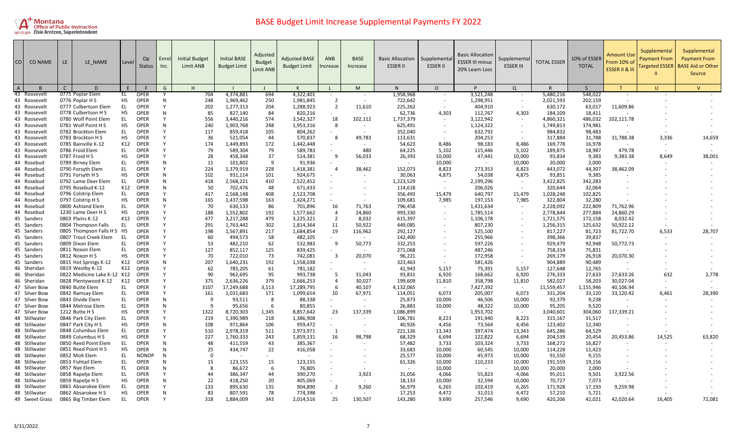# BASE Budget Limit Increase Supplemental Payments FY 2022

| CO | CO NAME | LE | LE_NAME | Level | Op Status | Enrol Inc. | Initial Budget Limit ANB | Initial BASE Budget Limit | Adjusted Budget Limit ANB | Adjusted BASE Budget Limit | ANB Increase | BASE Increase | Basic Allocation ESSER II | Supplemental ESSER II | Basic Allocation ESSER III minus 20% Learn Loss | Supplemental ESSER III | TOTAL ESSER | 10% of ESSER TOTAL | Amount Use From 10% of ESSER II & III | Supplemental Payment From Targeted ESSER II | Supplemental Payment From BASE Aid or Other Source |
|---|---|---|---|---|---|---|---|---|---|---|---|---|---|---|---|---|---|---|---|---|---|
| A | B | C | D | E | F | G | H | I | J | K | L | M | N | O | P | Q | R | S | T | U | V |
| 43 | Roosevelt | 0775 | Poplar Elem | EL | OPER | Y | 704 | 4,374,881 | 694 | 4,322,401 | - | - | 1,958,968 | - | 3,521,248 | - | 5,480,216 | 548,022 | - | - | - |
| 43 | Roosevelt | 0776 | Poplar H S | HS | OPER | N | 248 | 1,969,462 | 250 | 1,981,845 | 2 | - | 722,642 | - | 1,298,951 | - | 2,021,593 | 202,159 | - | - | - |
| 43 | Roosevelt | 0777 | Culbertson Elem | EL | OPER | Y | 202 | 1,277,313 | 204 | 1,288,923 | 2 | 11,610 | 225,262 | - | 404,910 | - | 630,172 | 63,017 | 11,609.86 | - | - |
| 43 | Roosevelt | 0778 | Culbertson H S | HS | OPER | N | 85 | 827,140 | 84 | 820,216 | - | - | 62,736 | 4,303 | 112,767 | 4,303 | 184,109 | 18,411 | - | - | - |
| 43 | Roosevelt | 0780 | Wolf Point Elem | EL | OPER | Y | 556 | 3,440,216 | 574 | 3,542,327 | 18 | 102,112 | 1,737,379 | - | 3,122,942 | - | 4,860,321 | 486,032 | 102,111.78 | - | - |
| 43 | Roosevelt | 0781 | Wolf Point H S | HS | OPER | N | 240 | 1,903,768 | 248 | 1,953,316 | 8 | - | 625,491 | - | 1,124,322 | - | 1,749,813 | 174,981 | - | - | - |
| 43 | Roosevelt | 0782 | Brockton Elem | EL | OPER | Y | 117 | 859,418 | 105 | 804,262 | - | - | 352,040 | - | 632,792 | - | 984,832 | 98,483 | - | - | - |
| 43 | Roosevelt | 0783 | Brockton H S | HS | OPER | Y | 36 | 521,054 | 44 | 570,837 | 8 | 49,783 | 113,631 | - | 204,253 | - | 317,884 | 31,788 | 31,788.38 | 3,336 | 14,659 |
| 43 | Roosevelt | 0785 | Bainville K-12 | K12 | OPER | Y | 174 | 1,449,893 | 172 | 1,442,448 | - | - | 54,623 | 8,486 | 98,183 | 8,486 | 169,778 | 16,978 | - | - | - |
| 43 | Roosevelt | 0786 | Froid Elem | EL | OPER | Y | 79 | 589,304 | 79 | 589,783 | - | 480 | 64,225 | 5,102 | 115,446 | 5,102 | 189,875 | 18,987 | 479.78 | - | - |
| 43 | Roosevelt | 0787 | Froid H S | HS | OPER | Y | 28 | 458,348 | 37 | 514,381 | 9 | 56,033 | 26,393 | 10,000 | 47,441 | 10,000 | 93,834 | 9,383 | 9,383.38 | 8,649 | 38,001 |
| 44 | Rosebud | 0789 | Birney Elem | EL | OPER | N | 11 | 101,802 | 9 | 91,936 | - | - | - | 10,000 | - | 10,000 | 20,000 | 2,000 | - | - | - |
| 44 | Rosebud | 0790 | Forsyth Elem | EL | OPER | Y | 224 | 1,379,919 | 228 | 1,418,381 | 4 | 38,462 | 152,073 | 8,823 | 273,353 | 8,823 | 443,072 | 44,307 | 38,462.09 | - | - |
| 44 | Rosebud | 0791 | Forsyth H S | HS | OPER | N | 102 | 931,114 | 101 | 924,675 | - | - | 30,063 | 4,875 | 54,038 | 4,875 | 93,851 | 9,385 | - | - | - |
| 44 | Rosebud | 0792 | Lame Deer Elem | EL | OPER | N | 418 | 2,568,221 | 410 | 2,522,452 | - | - | 1,223,529 | - | 2,199,296 | - | 3,422,825 | 342,283 | - | - | - |
| 44 | Rosebud | 0795 | Rosebud K-12 | K12 | OPER | N | 50 | 702,476 | 48 | 671,433 | - | - | 114,618 | - | 206,026 | - | 320,644 | 32,064 | - | - | - |
| 44 | Rosebud | 0796 | Colstrip Elem | EL | OPER | Y | 417 | 2,568,148 | 408 | 2,523,708 | - | - | 356,493 | 15,479 | 640,797 | 15,479 | 1,028,248 | 102,825 | - | - | - |
| 44 | Rosebud | 0797 | Colstrip H S | HS | OPER | N | 165 | 1,437,598 | 163 | 1,424,271 | - | - | 109,681 | 7,985 | 197,153 | 7,985 | 322,804 | 32,280 | - | - | - |
| 44 | Rosebud | 0800 | Ashland Elem | EL | OPER | Y | 70 | 630,133 | 86 | 701,896 | 16 | 71,763 | 796,458 | - | 1,431,634 | - | 2,228,092 | 222,809 | 71,762.96 | - | - |
| 44 | Rosebud | 1230 | Lame Deer H S | HS | OPER | Y | 188 | 1,552,802 | 192 | 1,577,662 | 4 | 24,860 | 993,330 | - | 1,785,514 | - | 2,778,844 | 277,884 | 24,860.29 | - | - |
| 45 | Sanders | 0803 | Plains K-12 | K12 | OPER | Y | 477 | 3,217,288 | 479 | 3,225,321 | 2 | 8,032 | 615,397 | - | 1,106,178 | - | 1,721,575 | 172,158 | 8,032.42 | - | - |
| 45 | Sanders | 0804 | Thompson Falls | EL | OPER | Y | 291 | 1,763,442 | 302 | 1,814,364 | 11 | 50,922 | 449,085 | - | 807,230 | - | 1,256,315 | 125,632 | 50,922.12 | - | - |
| 45 | Sanders | 0805 | Thompson Falls H S | HS | OPER | Y | 198 | 1,567,891 | 217 | 1,684,854 | 19 | 116,962 | 292,127 | - | 525,100 | - | 817,227 | 81,723 | 81,722.70 | 6,533 | 28,707 |
| 45 | Sanders | 0807 | Trout Creek Elem | EL | OPER | Y | 60 | 494,573 | 58 | 482,105 | - | - | 142,400 | - | 255,966 | - | 398,366 | 39,837 | - | - | - |
| 45 | Sanders | 0809 | Dixon Elem | EL | OPER | Y | 53 | 482,210 | 62 | 532,983 | 9 | 50,773 | 332,253 | - | 597,226 | - | 929,479 | 92,948 | 50,772.73 | - | - |
| 45 | Sanders | 0811 | Noxon Elem | EL | OPER | Y | 127 | 852,117 | 125 | 839,425 | - | - | 271,068 | - | 487,246 | - | 758,314 | 75,831 | - | - | - |
| 45 | Sanders | 0812 | Noxon H S | HS | OPER | Y | 70 | 722,010 | 73 | 742,081 | 3 | 20,070 | 96,221 | - | 172,958 | - | 269,179 | 26,918 | 20,070.30 | - | - |
| 45 | Sanders | 0815 | Hot Springs K-12 | K12 | OPER | N | 207 | 1,640,231 | 192 | 1,558,038 | - | - | 323,463 | - | 581,426 | - | 904,889 | 90,489 | - | - | - |
| 46 | Sheridan | 0819 | Westby K-12 | K12 | OPER | Y | 62 | 785,205 | 61 | 781,182 | - | - | 41,943 | 5,157 | 75,391 | 5,157 | 127,648 | 12,765 | - | - | - |
| 46 | Sheridan | 0822 | Medicine Lake K-12 | K12 | OPER | Y | 90 | 962,695 | 95 | 993,738 | 5 | 31,043 | 93,831 | 6,920 | 168,662 | 6,920 | 276,333 | 27,633 | 27,633.26 | 632 | 2,778 |
| 46 | Sheridan | 0828 | Plentywood K-12 | K12 | OPER | Y | 375 | 2,636,226 | 379 | 2,666,253 | 4 | 30,027 | 199,609 | 11,810 | 358,798 | 11,810 | 582,027 | 58,203 | 30,027.04 | - | - |
| 47 | Silver Bow | 0840 | Butte Elem | EL | OPER | Y | 3107 | 17,249,688 | 3,113 | 17,289,795 | 6 | 40,107 | 4,132,065 | - | 7,427,392 | - | 11,559,457 | 1,155,946 | 40,106.94 | - | - |
| 47 | Silver Bow | 0842 | Ramsay Elem | EL | OPER | Y | 161 | 1,031,683 | 171 | 1,099,654 | 10 | 67,971 | 114,051 | 6,073 | 205,007 | 6,073 | 331,204 | 33,120 | 33,120.42 | 6,461 | 28,390 |
| 47 | Silver Bow | 0843 | Divide Elem | EL | OPER | N | 9 | 93,511 | 8 | 88,338 | - | - | 25,873 | 10,000 | 46,506 | 10,000 | 92,379 | 9,238 | - | - | - |
| 47 | Silver Bow | 0844 | Melrose Elem | EL | OPER | N | 9 | 95,656 | 6 | 80,855 | - | - | 26,883 | 10,000 | 48,322 | 10,000 | 95,205 | 9,520 | - | - | - |
| 47 | Silver Bow | 1212 | Butte H S | HS | OPER | Y | 1322 | 8,720,303 | 1,345 | 8,857,642 | 23 | 137,339 | 1,086,899 | - | 1,953,702 | - | 3,040,601 | 304,060 | 137,339.21 | - | - |
| 48 | Stillwater | 0846 | Park City Elem | EL | OPER | Y | 219 | 1,390,989 | 218 | 1,386,908 | - | - | 106,781 | 8,223 | 191,940 | 8,223 | 315,167 | 31,517 | - | - | - |
| 48 | Stillwater | 0847 | Park City H S | HS | OPER | N | 108 | 971,864 | 106 | 959,472 | - | - | 40,926 | 4,456 | 73,564 | 4,456 | 123,402 | 12,340 | - | - | - |
| 48 | Stillwater | 0848 | Columbus Elem | EL | OPER | Y | 510 | 2,978,319 | 511 | 2,973,971 | 1 | - | 221,126 | 13,343 | 397,474 | 13,343 | 645,286 | 64,529 | - | - | - |
| 48 | Stillwater | 0849 | Columbus H S | HS | OPER | Y | 227 | 1,760,333 | 243 | 1,859,131 | 16 | 98,798 | 68,329 | 6,694 | 122,822 | 6,694 | 204,539 | 20,454 | 20,453.86 | 14,525 | 63,820 |
| 48 | Stillwater | 0850 | Reed Point Elem | EL | OPER | N | 48 | 411,559 | 43 | 385,367 | - | - | 57,482 | 3,733 | 103,324 | 3,733 | 168,272 | 16,827 | - | - | - |
| 48 | Stillwater | 0851 | Reed Point H S | HS | OPER | N | 25 | 434,747 | 22 | 416,058 | - | - | 33,683 | 10,000 | 60,545 | 10,000 | 114,228 | 11,423 | - | - | - |
| 48 | Stillwater | 0852 | Molt Elem | EL | NONOP | N | 0 | - | - | - | - | - | 25,577 | 10,000 | 45,973 | 10,000 | 91,550 | 9,155 | - | - | - |
| 48 | Stillwater | 0853 | Fishtail Elem | EL | OPER | N | 15 | 123,155 | 15 | 123,155 | - | - | 61,326 | 10,000 | 110,233 | 10,000 | 191,559 | 19,156 | - | - | - |
| 48 | Stillwater | 0857 | Nye Elem | EL | OPER | N | 8 | 86,672 | 6 | 76,805 | - | - | - | 10,000 | - | 10,000 | 20,000 | 2,000 | - | - | - |
| 48 | Stillwater | 0858 | Rapelje Elem | EL | OPER | Y | 44 | 386,347 | 44 | 390,270 | - | 3,923 | 31,056 | 4,066 | 55,823 | 4,066 | 95,011 | 9,501 | 3,922.56 | - | - |
| 48 | Stillwater | 0859 | Rapelje H S | HS | OPER | N | 22 | 418,250 | 20 | 405,069 | - | - | 18,133 | 10,000 | 32,594 | 10,000 | 70,727 | 7,073 | - | - | - |
| 48 | Stillwater | 0861 | Absarokee Elem | EL | OPER | Y | 133 | 895,630 | 135 | 904,890 | 2 | 9,260 | 56,979 | 6,265 | 102,419 | 6,265 | 171,928 | 17,193 | 9,259.98 | - | - |
| 48 | Stillwater | 0862 | Absarokee H S | HS | OPER | N | 83 | 807,591 | 78 | 774,398 | - | - | 17,253 | 4,472 | 31,013 | 4,472 | 57,210 | 5,721 | - | - | - |
| 49 | Sweet Grass | 0865 | Big Timber Elem | EL | OPER | Y | 318 | 1,884,009 | 343 | 2,014,516 | 25 | 130,507 | 143,280 | 9,690 | 257,546 | 9,690 | 420,206 | 42,021 | 42,020.64 | 16,405 | 72,081 |

3/31/2022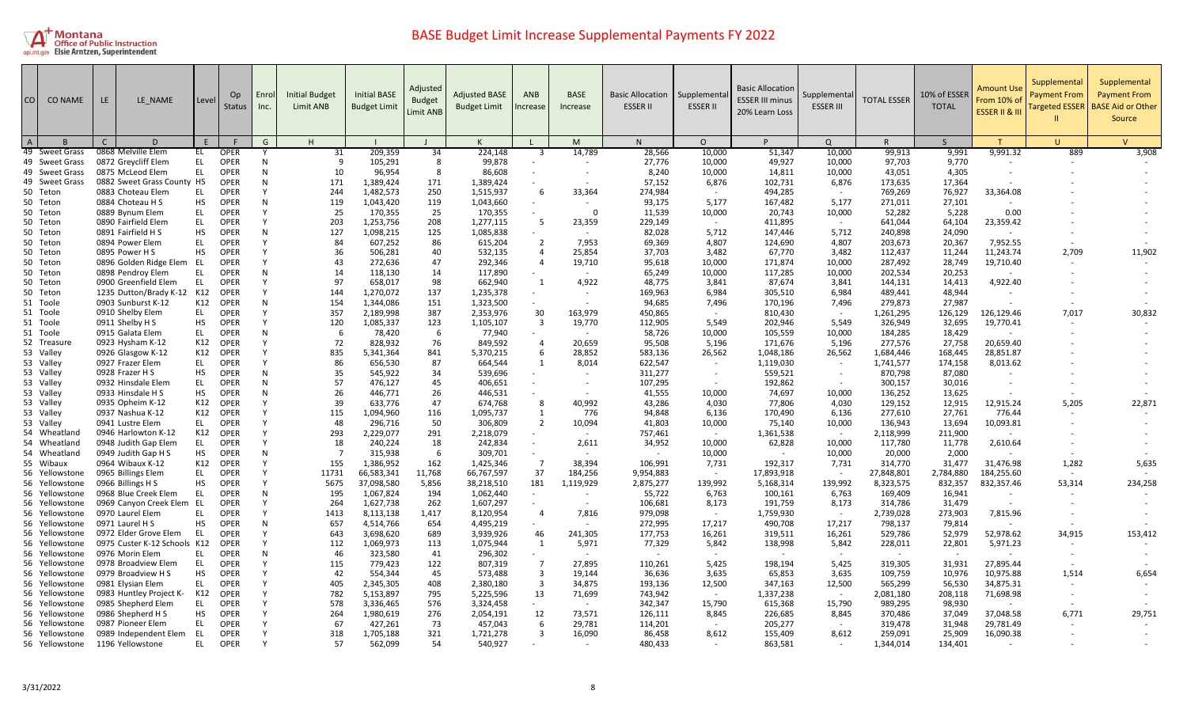# BASE Budget Limit Increase Supplemental Payments FY 2022

| CO | CO NAME | LE | LE_NAME | Level | Op Status | Enrol Inc. | Initial Budget Limit ANB | Initial BASE Budget Limit | Adjusted Budget Limit ANB | Adjusted BASE Budget Limit | ANB Increase | BASE Increase | Basic Allocation ESSER II | Supplemental ESSER II | Basic Allocation ESSER III minus 20% Learn Loss | Supplemental ESSER III | TOTAL ESSER | 10% of ESSER TOTAL | Amount Use From 10% of ESSER II & III | Supplemental Payment From Targeted ESSER II | Supplemental Payment From BASE Aid or Other Source |
|---|---|---|---|---|---|---|---|---|---|---|---|---|---|---|---|---|---|---|---|---|---|
| A | B | C | D | E | F | G | H | I | J | K | L | M | N | O | P | Q | R | S | T | U | V |
| 49 | Sweet Grass | 0868 | Melville Elem | EL | OPER | Y | 31 | 209,359 | 34 | 224,148 | 3 | 14,789 | 28,566 | 10,000 | 51,347 | 10,000 | 99,913 | 9,991 | 9,991.32 | 889 | 3,908 |
| 49 | Sweet Grass | 0872 | Greycliff Elem | EL | OPER | N | 9 | 105,291 | 8 | 99,878 | - | - | 27,776 | 10,000 | 49,927 | 10,000 | 97,703 | 9,770 | - | - | - |
| 49 | Sweet Grass | 0875 | McLeod Elem | EL | OPER | N | 10 | 96,954 | 8 | 86,608 | - | - | 8,240 | 10,000 | 14,811 | 10,000 | 43,051 | 4,305 | - | - | - |
| 49 | Sweet Grass | 0882 | Sweet Grass County | HS | OPER | N | 171 | 1,389,424 | 171 | 1,389,424 | - | - | 57,152 | 6,876 | 102,731 | 6,876 | 173,635 | 17,364 | - | - | - |
| 50 | Teton | 0883 | Choteau Elem | EL | OPER | Y | 244 | 1,482,573 | 250 | 1,515,937 | 6 | 33,364 | 274,984 | - | 494,285 | - | 769,269 | 76,927 | 33,364.08 | - | - |
| 50 | Teton | 0884 | Choteau H S | HS | OPER | N | 119 | 1,043,420 | 119 | 1,043,660 | - | - | 93,175 | 5,177 | 167,482 | 5,177 | 271,011 | 27,101 | - | - | - |
| 50 | Teton | 0889 | Bynum Elem | EL | OPER | Y | 25 | 170,355 | 25 | 170,355 | - | 0 | 11,539 | 10,000 | 20,743 | 10,000 | 52,282 | 5,228 | 0.00 | - | - |
| 50 | Teton | 0890 | Fairfield Elem | EL | OPER | Y | 203 | 1,253,756 | 208 | 1,277,115 | 5 | 23,359 | 229,149 | - | 411,895 | - | 641,044 | 64,104 | 23,359.42 | - | - |
| 50 | Teton | 0891 | Fairfield H S | HS | OPER | N | 127 | 1,098,215 | 125 | 1,085,838 | - | - | 82,028 | 5,712 | 147,446 | 5,712 | 240,898 | 24,090 | - | - | - |
| 50 | Teton | 0894 | Power Elem | EL | OPER | Y | 84 | 607,252 | 86 | 615,204 | 2 | 7,953 | 69,369 | 4,807 | 124,690 | 4,807 | 203,673 | 20,367 | 7,952.55 | - | - |
| 50 | Teton | 0895 | Power H S | HS | OPER | Y | 36 | 506,281 | 40 | 532,135 | 4 | 25,854 | 37,703 | 3,482 | 67,770 | 3,482 | 112,437 | 11,244 | 11,243.74 | 2,709 | 11,902 |
| 50 | Teton | 0896 | Golden Ridge Elem | EL | OPER | Y | 43 | 272,636 | 47 | 292,346 | 4 | 19,710 | 95,618 | 10,000 | 171,874 | 10,000 | 287,492 | 28,749 | 19,710.40 | - | - |
| 50 | Teton | 0898 | Pendroy Elem | EL | OPER | N | 14 | 118,130 | 14 | 117,890 | - | - | 65,249 | 10,000 | 117,285 | 10,000 | 202,534 | 20,253 | - | - | - |
| 50 | Teton | 0900 | Greenfield Elem | EL | OPER | Y | 97 | 658,017 | 98 | 662,940 | 1 | 4,922 | 48,775 | 3,841 | 87,674 | 3,841 | 144,131 | 14,413 | 4,922.40 | - | - |
| 50 | Teton | 1235 | Dutton/Brady K-12 | K12 | OPER | Y | 144 | 1,270,072 | 137 | 1,235,378 | - | - | 169,963 | 6,984 | 305,510 | 6,984 | 489,441 | 48,944 | - | - | - |
| 51 | Toole | 0903 | Sunburst K-12 | K12 | OPER | N | 154 | 1,344,086 | 151 | 1,323,500 | - | - | 94,685 | 7,496 | 170,196 | 7,496 | 279,873 | 27,987 | - | - | - |
| 51 | Toole | 0910 | Shelby Elem | EL | OPER | Y | 357 | 2,189,998 | 387 | 2,353,976 | 30 | 163,979 | 450,865 | - | 810,430 | - | 1,261,295 | 126,129 | 126,129.46 | 7,017 | 30,832 |
| 51 | Toole | 0911 | Shelby H S | HS | OPER | Y | 120 | 1,085,337 | 123 | 1,105,107 | 3 | 19,770 | 112,905 | 5,549 | 202,946 | 5,549 | 326,949 | 32,695 | 19,770.41 | - | - |
| 51 | Toole | 0915 | Galata Elem | EL | OPER | N | 6 | 78,420 | 6 | 77,940 | - | - | 58,726 | 10,000 | 105,559 | 10,000 | 184,285 | 18,429 | - | - | - |
| 52 | Treasure | 0923 | Hysham K-12 | K12 | OPER | Y | 72 | 828,932 | 76 | 849,592 | 4 | 20,659 | 95,508 | 5,196 | 171,676 | 5,196 | 277,576 | 27,758 | 20,659.40 | - | - |
| 53 | Valley | 0926 | Glasgow K-12 | K12 | OPER | Y | 835 | 5,341,364 | 841 | 5,370,215 | 6 | 28,852 | 583,136 | 26,562 | 1,048,186 | 26,562 | 1,684,446 | 168,445 | 28,851.87 | - | - |
| 53 | Valley | 0927 | Frazer Elem | EL | OPER | Y | 86 | 656,530 | 87 | 664,544 | 1 | 8,014 | 622,547 | - | 1,119,030 | - | 1,741,577 | 174,158 | 8,013.62 | - | - |
| 53 | Valley | 0928 | Frazer H S | HS | OPER | N | 35 | 545,922 | 34 | 539,696 | - | - | 311,277 | - | 559,521 | - | 870,798 | 87,080 | - | - | - |
| 53 | Valley | 0932 | Hinsdale Elem | EL | OPER | N | 57 | 476,127 | 45 | 406,651 | - | - | 107,295 | - | 192,862 | - | 300,157 | 30,016 | - | - | - |
| 53 | Valley | 0933 | Hinsdale H S | HS | OPER | N | 26 | 446,771 | 26 | 446,531 | - | - | 41,555 | 10,000 | 74,697 | 10,000 | 136,252 | 13,625 | - | - | - |
| 53 | Valley | 0935 | Opheim K-12 | K12 | OPER | Y | 39 | 633,776 | 47 | 674,768 | 8 | 40,992 | 43,286 | 4,030 | 77,806 | 4,030 | 129,152 | 12,915 | 12,915.24 | 5,205 | 22,871 |
| 53 | Valley | 0937 | Nashua K-12 | K12 | OPER | Y | 115 | 1,094,960 | 116 | 1,095,737 | 1 | 776 | 94,848 | 6,136 | 170,490 | 6,136 | 277,610 | 27,761 | 776.44 | - | - |
| 53 | Valley | 0941 | Lustre Elem | EL | OPER | Y | 48 | 296,716 | 50 | 306,809 | 2 | 10,094 | 41,803 | 10,000 | 75,140 | 10,000 | 136,943 | 13,694 | 10,093.81 | - | - |
| 54 | Wheatland | 0946 | Harlowton K-12 | K12 | OPER | Y | 293 | 2,229,077 | 291 | 2,218,079 | - | - | 757,461 | - | 1,361,538 | - | 2,118,999 | 211,900 | - | - | - |
| 54 | Wheatland | 0948 | Judith Gap Elem | EL | OPER | Y | 18 | 240,224 | 18 | 242,834 | - | 2,611 | 34,952 | 10,000 | 62,828 | 10,000 | 117,780 | 11,778 | 2,610.64 | - | - |
| 54 | Wheatland | 0949 | Judith Gap H S | HS | OPER | N | 7 | 315,938 | 6 | 309,701 | - | - | - | 10,000 | - | 10,000 | 20,000 | 2,000 | - | - | - |
| 55 | Wibaux | 0964 | Wibaux K-12 | K12 | OPER | Y | 155 | 1,386,952 | 162 | 1,425,346 | 7 | 38,394 | 106,991 | 7,731 | 192,317 | 7,731 | 314,770 | 31,477 | 31,476.98 | 1,282 | 5,635 |
| 56 | Yellowstone | 0965 | Billings Elem | EL | OPER | Y | 11731 | 66,583,341 | 11,768 | 66,767,597 | 37 | 184,256 | 9,954,883 | - | 17,893,918 | - | 27,848,801 | 2,784,880 | 184,255.60 | - | - |
| 56 | Yellowstone | 0966 | Billings H S | HS | OPER | Y | 5675 | 37,098,580 | 5,856 | 38,218,510 | 181 | 1,119,929 | 2,875,277 | 139,992 | 5,168,314 | 139,992 | 8,323,575 | 832,357 | 832,357.46 | 53,314 | 234,258 |
| 56 | Yellowstone | 0968 | Blue Creek Elem | EL | OPER | N | 195 | 1,067,824 | 194 | 1,062,440 | - | - | 55,722 | 6,763 | 100,161 | 6,763 | 169,409 | 16,941 | - | - | - |
| 56 | Yellowstone | 0969 | Canyon Creek Elem | EL | OPER | Y | 264 | 1,627,738 | 262 | 1,607,297 | - | - | 106,681 | 8,173 | 191,759 | 8,173 | 314,786 | 31,479 | - | - | - |
| 56 | Yellowstone | 0970 | Laurel Elem | EL | OPER | Y | 1413 | 8,113,138 | 1,417 | 8,120,954 | 4 | 7,816 | 979,098 | - | 1,759,930 | - | 2,739,028 | 273,903 | 7,815.96 | - | - |
| 56 | Yellowstone | 0971 | Laurel H S | HS | OPER | N | 657 | 4,514,766 | 654 | 4,495,219 | - | - | 272,995 | 17,217 | 490,708 | 17,217 | 798,137 | 79,814 | - | - | - |
| 56 | Yellowstone | 0972 | Elder Grove Elem | EL | OPER | Y | 643 | 3,698,620 | 689 | 3,939,926 | 46 | 241,305 | 177,753 | 16,261 | 319,511 | 16,261 | 529,786 | 52,979 | 52,978.62 | 34,915 | 153,412 |
| 56 | Yellowstone | 0975 | Custer K-12 Schools | K12 | OPER | Y | 112 | 1,069,973 | 113 | 1,075,944 | 1 | 5,971 | 77,329 | 5,842 | 138,998 | 5,842 | 228,011 | 22,801 | 5,971.23 | - | - |
| 56 | Yellowstone | 0976 | Morin Elem | EL | OPER | N | 46 | 323,580 | 41 | 296,302 | - | - | - | - | - | - | - | - | - | - | - |
| 56 | Yellowstone | 0978 | Broadview Elem | EL | OPER | Y | 115 | 779,423 | 122 | 807,319 | 7 | 27,895 | 110,261 | 5,425 | 198,194 | 5,425 | 319,305 | 31,931 | 27,895.44 | - | - |
| 56 | Yellowstone | 0979 | Broadview H S | HS | OPER | Y | 42 | 554,344 | 45 | 573,488 | 3 | 19,144 | 36,636 | 3,635 | 65,853 | 3,635 | 109,759 | 10,976 | 10,975.88 | 1,514 | 6,654 |
| 56 | Yellowstone | 0981 | Elysian Elem | EL | OPER | Y | 405 | 2,345,305 | 408 | 2,380,180 | 3 | 34,875 | 193,136 | 12,500 | 347,163 | 12,500 | 565,299 | 56,530 | 34,875.31 | - | - |
| 56 | Yellowstone | 0983 | Huntley Project K- | K12 | OPER | Y | 782 | 5,153,897 | 795 | 5,225,596 | 13 | 71,699 | 743,942 | - | 1,337,238 | - | 2,081,180 | 208,118 | 71,698.98 | - | - |
| 56 | Yellowstone | 0985 | Shepherd Elem | EL | OPER | Y | 578 | 3,336,465 | 576 | 3,324,458 | - | - | 342,347 | 15,790 | 615,368 | 15,790 | 989,295 | 98,930 | - | - | - |
| 56 | Yellowstone | 0986 | Shepherd H S | HS | OPER | Y | 264 | 1,980,619 | 276 | 2,054,191 | 12 | 73,571 | 126,111 | 8,845 | 226,685 | 8,845 | 370,486 | 37,049 | 37,048.58 | 6,771 | 29,751 |
| 56 | Yellowstone | 0987 | Pioneer Elem | EL | OPER | Y | 67 | 427,261 | 73 | 457,043 | 6 | 29,781 | 114,201 | - | 205,277 | - | 319,478 | 31,948 | 29,781.49 | - | - |
| 56 | Yellowstone | 0989 | Independent Elem | EL | OPER | Y | 318 | 1,705,188 | 321 | 1,721,278 | 3 | 16,090 | 86,458 | 8,612 | 155,409 | 8,612 | 259,091 | 25,909 | 16,090.38 | - | - |
| 56 | Yellowstone | 1196 | Yellowstone | EL | OPER | Y | 57 | 562,099 | 54 | 540,927 | - | - | 480,433 | - | 863,581 | - | 1,344,014 | 134,401 | - | - | - |

3/31/2022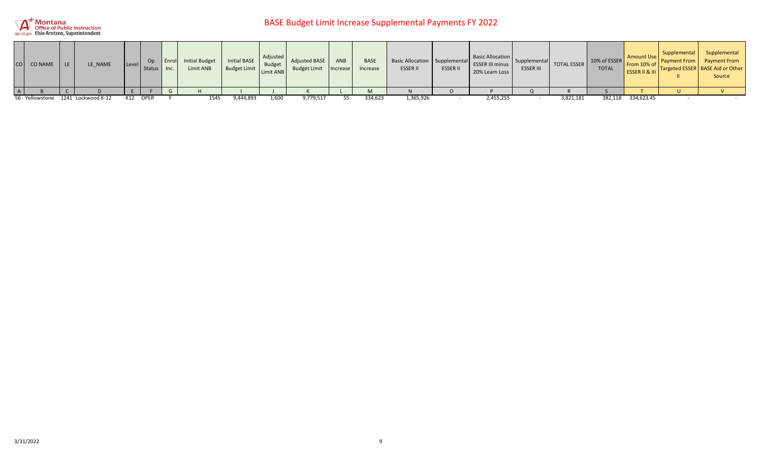Montana Office of Public Instruction
opi.mt.gov Elsie Arntzen, Superintendent

# BASE Budget Limit Increase Supplemental Payments FY 2022

| CO | CO NAME | LE | LE_NAME | Level | Op Status | Enrol Inc. | Initial Budget Limit ANB | Initial BASE Budget Limit | Adjusted Budget Limit ANB | Adjusted BASE Budget Limit | ANB Increase | BASE Increase | Basic Allocation ESSER II | Supplemental ESSER II | Basic Allocation ESSER III minus 20% Learn Loss | Supplemental ESSER III | TOTAL ESSER | 10% of ESSER TOTAL | Amount Use From 10% of ESSER II & III | Supplemental Payment From Targeted ESSER II | Supplemental Payment From BASE Aid or Other Source |
|---|---|---|---|---|---|---|---|---|---|---|---|---|---|---|---|---|---|---|---|---|---|
| A | B | C | D | E | F | G | H | I | J | K | L | M | N | O | P | Q | R | S | T | U | V |
| 56 | Yellowstone | 1241 | Lockwood K-12 | K12 | OPER | Y | 1545 | 9,444,893 | 1,600 | 9,779,517 | 55 | 334,623 | 1,365,926 | - | 2,455,255 | - | 3,821,181 | 382,118 | 334,623.45 | - | - |

3/31/2022